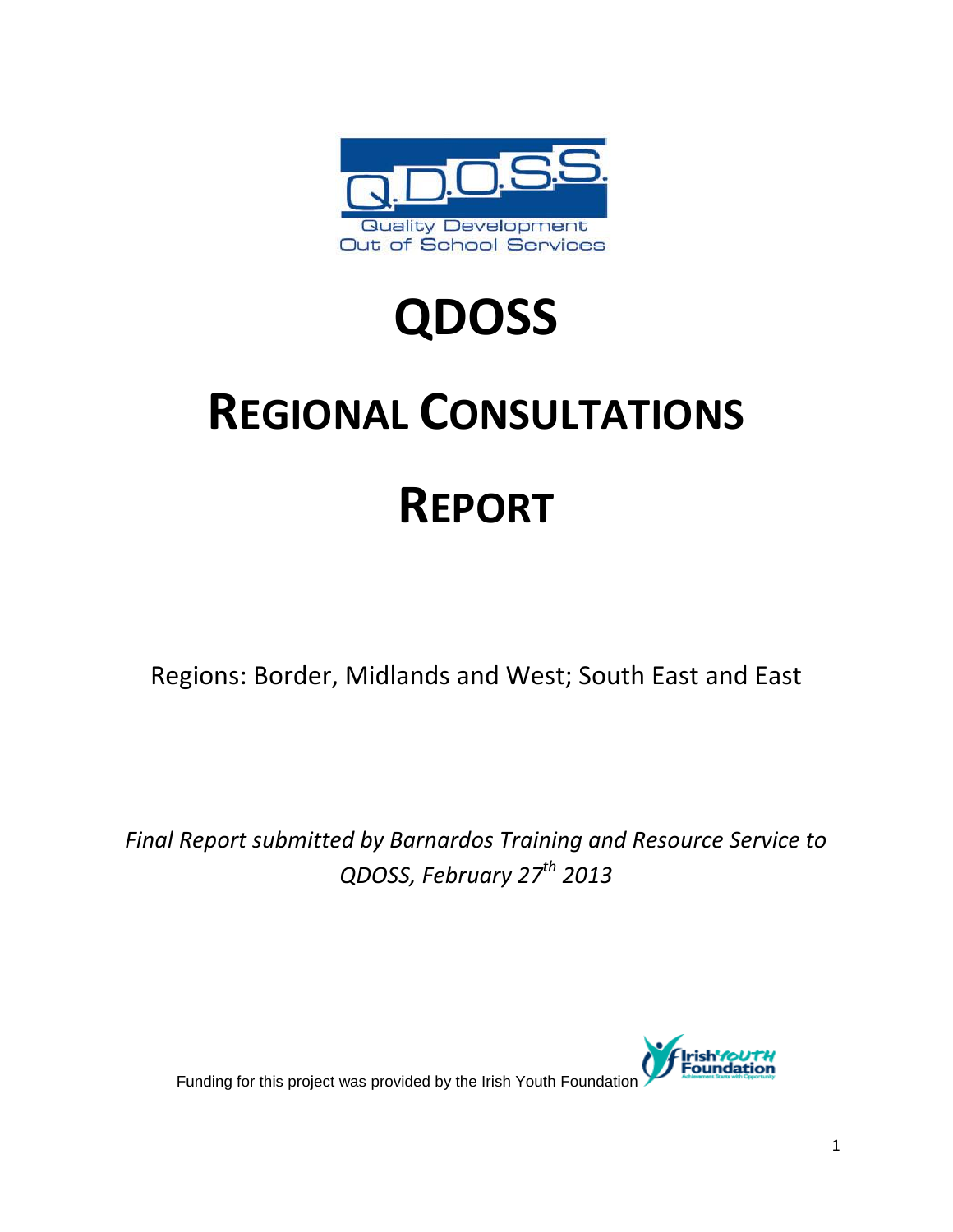# QDOSS

# REGIONAL CONSULTATIONS

# REPORT

Regions: Border, Midlands and West; South East and East

*Final Report submitted by Barnardos Training and Resource Service to QDOSS, February 27th 2013*

Funding for this project was provided by the Irish Youth Foundation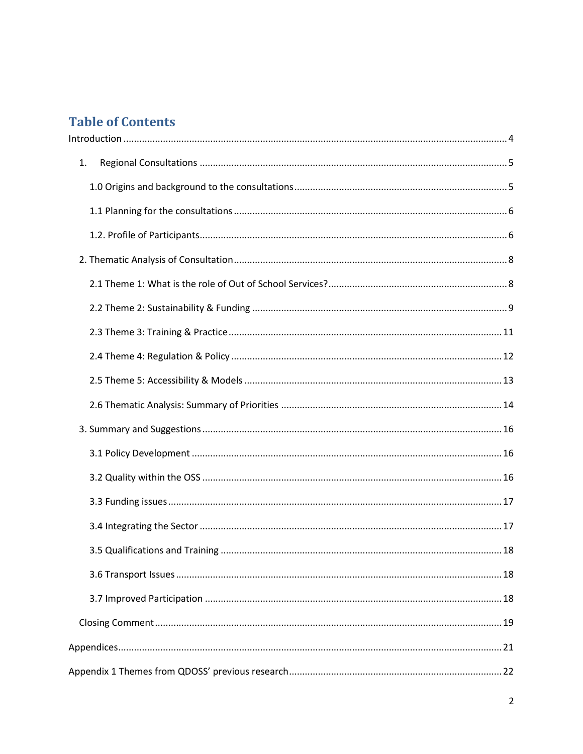# Table of Contents

Introduction ..... 4

1. Regional Consultations ..... 5
   - 1.0 Origins and background to the consultations ..... 5
   - 1.1 Planning for the consultations ..... 6
   - 1.2. Profile of Participants ..... 6
2. Thematic Analysis of Consultation ..... 8
   - 2.1 Theme 1: What is the role of Out of School Services? ..... 8
   - 2.2 Theme 2: Sustainability & Funding ..... 9
   - 2.3 Theme 3: Training & Practice ..... 11
   - 2.4 Theme 4: Regulation & Policy ..... 12
   - 2.5 Theme 5: Accessibility & Models ..... 13
   - 2.6 Thematic Analysis: Summary of Priorities ..... 14
3. Summary and Suggestions ..... 16
   - 3.1 Policy Development ..... 16
   - 3.2 Quality within the OSS ..... 16
   - 3.3 Funding issues ..... 17
   - 3.4 Integrating the Sector ..... 17
   - 3.5 Qualifications and Training ..... 18
   - 3.6 Transport Issues ..... 18
   - 3.7 Improved Participation ..... 18

Closing Comment ..... 19

Appendices ..... 21

Appendix 1 Themes from QDOSS' previous research ..... 22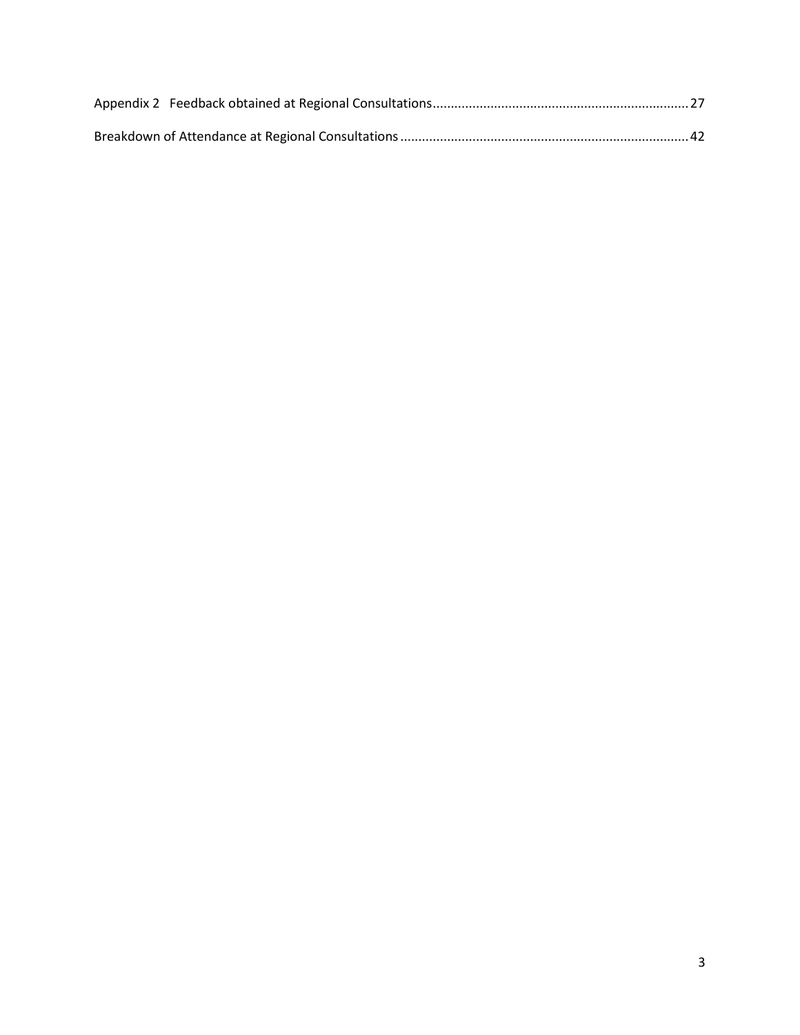Appendix 2 Feedback obtained at Regional Consultations ........................................................................ 27

Breakdown of Attendance at Regional Consultations ................................................................................ 42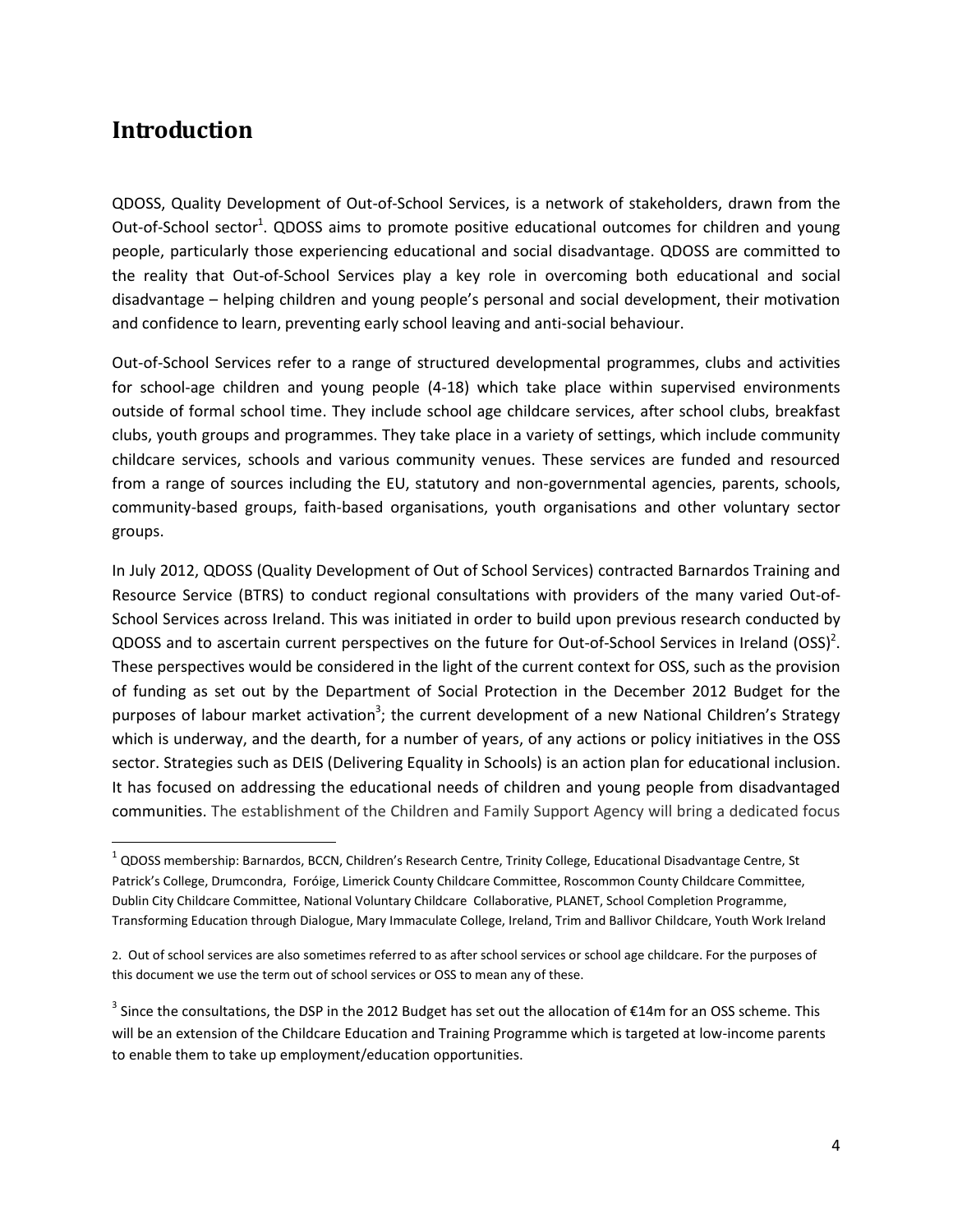# Introduction

QDOSS, Quality Development of Out-of-School Services, is a network of stakeholders, drawn from the Out-of-School sector[1]. QDOSS aims to promote positive educational outcomes for children and young people, particularly those experiencing educational and social disadvantage. QDOSS are committed to the reality that Out-of-School Services play a key role in overcoming both educational and social disadvantage – helping children and young people's personal and social development, their motivation and confidence to learn, preventing early school leaving and anti-social behaviour.

Out-of-School Services refer to a range of structured developmental programmes, clubs and activities for school-age children and young people (4-18) which take place within supervised environments outside of formal school time. They include school age childcare services, after school clubs, breakfast clubs, youth groups and programmes. They take place in a variety of settings, which include community childcare services, schools and various community venues. These services are funded and resourced from a range of sources including the EU, statutory and non-governmental agencies, parents, schools, community-based groups, faith-based organisations, youth organisations and other voluntary sector groups.

In July 2012, QDOSS (Quality Development of Out of School Services) contracted Barnardos Training and Resource Service (BTRS) to conduct regional consultations with providers of the many varied Out-of-School Services across Ireland. This was initiated in order to build upon previous research conducted by QDOSS and to ascertain current perspectives on the future for Out-of-School Services in Ireland (OSS)[2]. These perspectives would be considered in the light of the current context for OSS, such as the provision of funding as set out by the Department of Social Protection in the December 2012 Budget for the purposes of labour market activation[3]; the current development of a new National Children's Strategy which is underway, and the dearth, for a number of years, of any actions or policy initiatives in the OSS sector. Strategies such as DEIS (Delivering Equality in Schools) is an action plan for educational inclusion. It has focused on addressing the educational needs of children and young people from disadvantaged communities. The establishment of the Children and Family Support Agency will bring a dedicated focus

---

[1] QDOSS membership: Barnardos, BCCN, Children's Research Centre, Trinity College, Educational Disadvantage Centre, St Patrick's College, Drumcondra, Foróige, Limerick County Childcare Committee, Roscommon County Childcare Committee, Dublin City Childcare Committee, National Voluntary Childcare Collaborative, PLANET, School Completion Programme, Transforming Education through Dialogue, Mary Immaculate College, Ireland, Trim and Ballivor Childcare, Youth Work Ireland

2. Out of school services are also sometimes referred to as after school services or school age childcare. For the purposes of this document we use the term out of school services or OSS to mean any of these.

[3] Since the consultations, the DSP in the 2012 Budget has set out the allocation of €14m for an OSS scheme. This will be an extension of the Childcare Education and Training Programme which is targeted at low-income parents to enable them to take up employment/education opportunities.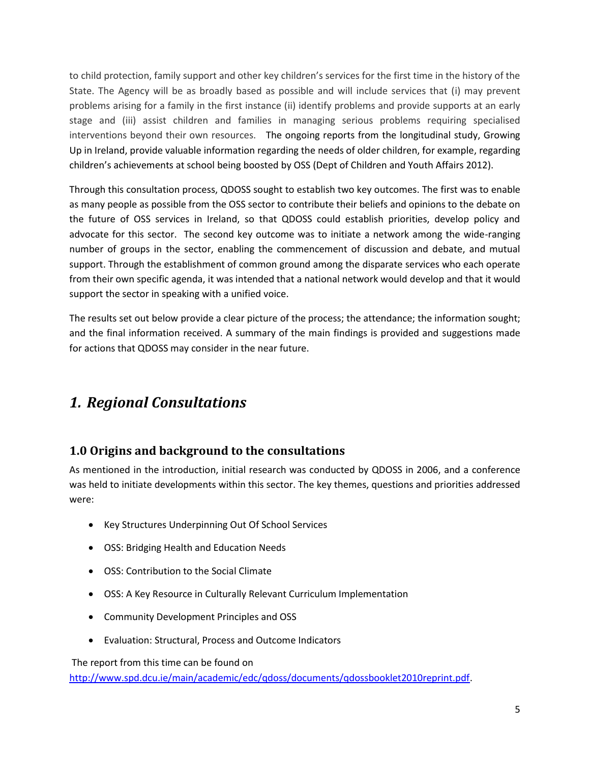to child protection, family support and other key children's services for the first time in the history of the State. The Agency will be as broadly based as possible and will include services that (i) may prevent problems arising for a family in the first instance (ii) identify problems and provide supports at an early stage and (iii) assist children and families in managing serious problems requiring specialised interventions beyond their own resources. The ongoing reports from the longitudinal study, Growing Up in Ireland, provide valuable information regarding the needs of older children, for example, regarding children's achievements at school being boosted by OSS (Dept of Children and Youth Affairs 2012).

Through this consultation process, QDOSS sought to establish two key outcomes. The first was to enable as many people as possible from the OSS sector to contribute their beliefs and opinions to the debate on the future of OSS services in Ireland, so that QDOSS could establish priorities, develop policy and advocate for this sector. The second key outcome was to initiate a network among the wide-ranging number of groups in the sector, enabling the commencement of discussion and debate, and mutual support. Through the establishment of common ground among the disparate services who each operate from their own specific agenda, it was intended that a national network would develop and that it would support the sector in speaking with a unified voice.

The results set out below provide a clear picture of the process; the attendance; the information sought; and the final information received. A summary of the main findings is provided and suggestions made for actions that QDOSS may consider in the near future.

# *1. Regional Consultations*

## 1.0 Origins and background to the consultations

As mentioned in the introduction, initial research was conducted by QDOSS in 2006, and a conference was held to initiate developments within this sector. The key themes, questions and priorities addressed were:

- Key Structures Underpinning Out Of School Services
- OSS: Bridging Health and Education Needs
- OSS: Contribution to the Social Climate
- OSS: A Key Resource in Culturally Relevant Curriculum Implementation
- Community Development Principles and OSS
- Evaluation: Structural, Process and Outcome Indicators

The report from this time can be found on http://www.spd.dcu.ie/main/academic/edc/qdoss/documents/qdossbooklet2010reprint.pdf.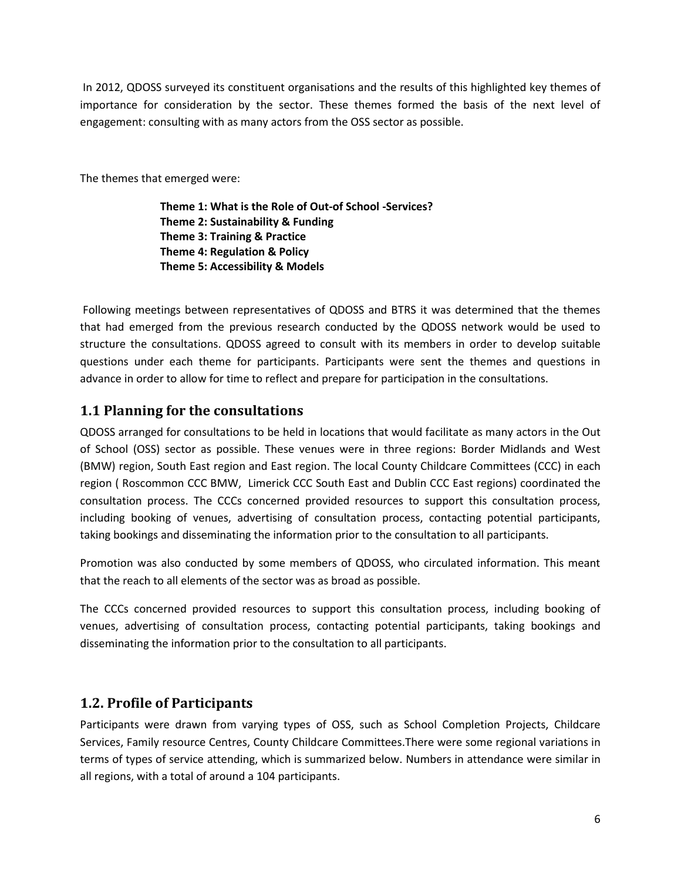In 2012, QDOSS surveyed its constituent organisations and the results of this highlighted key themes of importance for consideration by the sector. These themes formed the basis of the next level of engagement: consulting with as many actors from the OSS sector as possible.

The themes that emerged were:

**Theme 1: What is the Role of Out-of School -Services?**
**Theme 2: Sustainability & Funding**
**Theme 3: Training & Practice**
**Theme 4: Regulation & Policy**
**Theme 5: Accessibility & Models**

Following meetings between representatives of QDOSS and BTRS it was determined that the themes that had emerged from the previous research conducted by the QDOSS network would be used to structure the consultations. QDOSS agreed to consult with its members in order to develop suitable questions under each theme for participants. Participants were sent the themes and questions in advance in order to allow for time to reflect and prepare for participation in the consultations.

## 1.1 Planning for the consultations

QDOSS arranged for consultations to be held in locations that would facilitate as many actors in the Out of School (OSS) sector as possible. These venues were in three regions: Border Midlands and West (BMW) region, South East region and East region. The local County Childcare Committees (CCC) in each region ( Roscommon CCC BMW, Limerick CCC South East and Dublin CCC East regions) coordinated the consultation process. The CCCs concerned provided resources to support this consultation process, including booking of venues, advertising of consultation process, contacting potential participants, taking bookings and disseminating the information prior to the consultation to all participants.

Promotion was also conducted by some members of QDOSS, who circulated information. This meant that the reach to all elements of the sector was as broad as possible.

The CCCs concerned provided resources to support this consultation process, including booking of venues, advertising of consultation process, contacting potential participants, taking bookings and disseminating the information prior to the consultation to all participants.

## 1.2. Profile of Participants

Participants were drawn from varying types of OSS, such as School Completion Projects, Childcare Services, Family resource Centres, County Childcare Committees.There were some regional variations in terms of types of service attending, which is summarized below. Numbers in attendance were similar in all regions, with a total of around a 104 participants.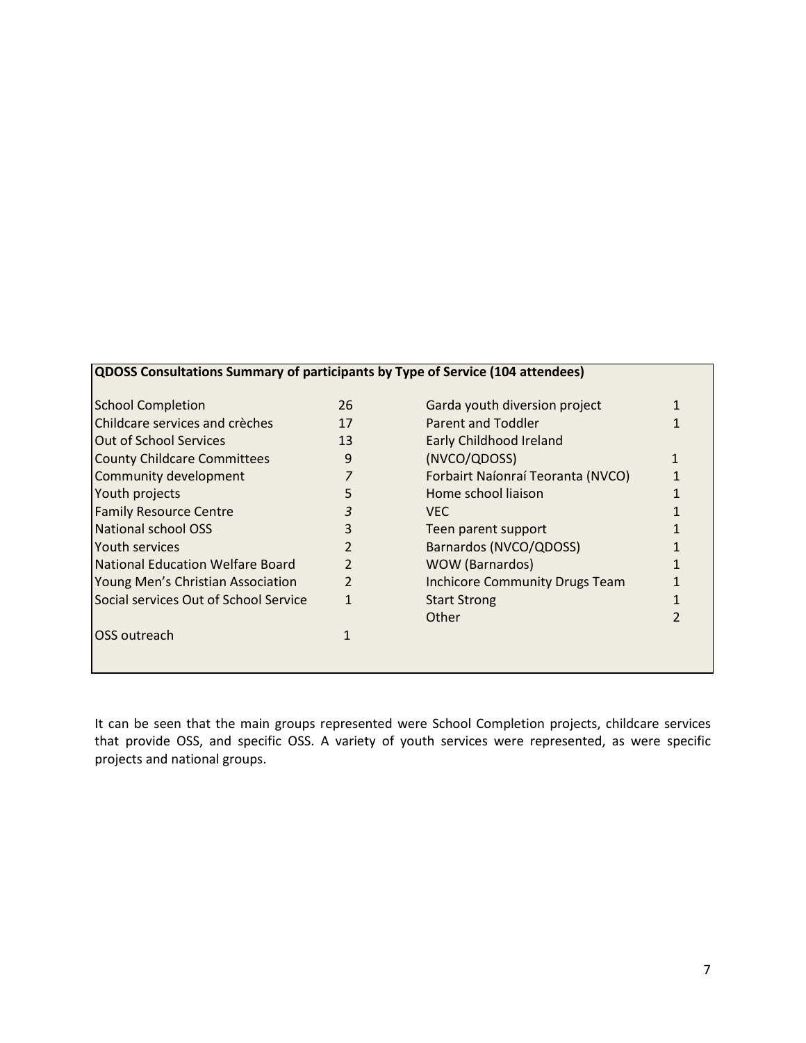**QDOSS Consultations Summary of participants by Type of Service (104 attendees)**

| | | | |
|---|---|---|---|
| School Completion | 26 | Garda youth diversion project | 1 |
| Childcare services and crèches | 17 | Parent and Toddler | 1 |
| Out of School Services | 13 | Early Childhood Ireland (NVCO/QDOSS) | 1 |
| County Childcare Committees | 9 | Forbairt Naíonraí Teoranta (NVCO) | 1 |
| Community development | *7* | Home school liaison | 1 |
| Youth projects | 5 | VEC | 1 |
| Family Resource Centre | *3* | Teen parent support | 1 |
| National school OSS | 3 | Barnardos (NVCO/QDOSS) | 1 |
| Youth services | 2 | WOW (Barnardos) | 1 |
| National Education Welfare Board | 2 | Inchicore Community Drugs Team | 1 |
| Young Men's Christian Association | 2 | Start Strong | 1 |
| Social services Out of School Service | 1 | Other | 2 |
| OSS outreach | 1 | | |

It can be seen that the main groups represented were School Completion projects, childcare services that provide OSS, and specific OSS. A variety of youth services were represented, as were specific projects and national groups.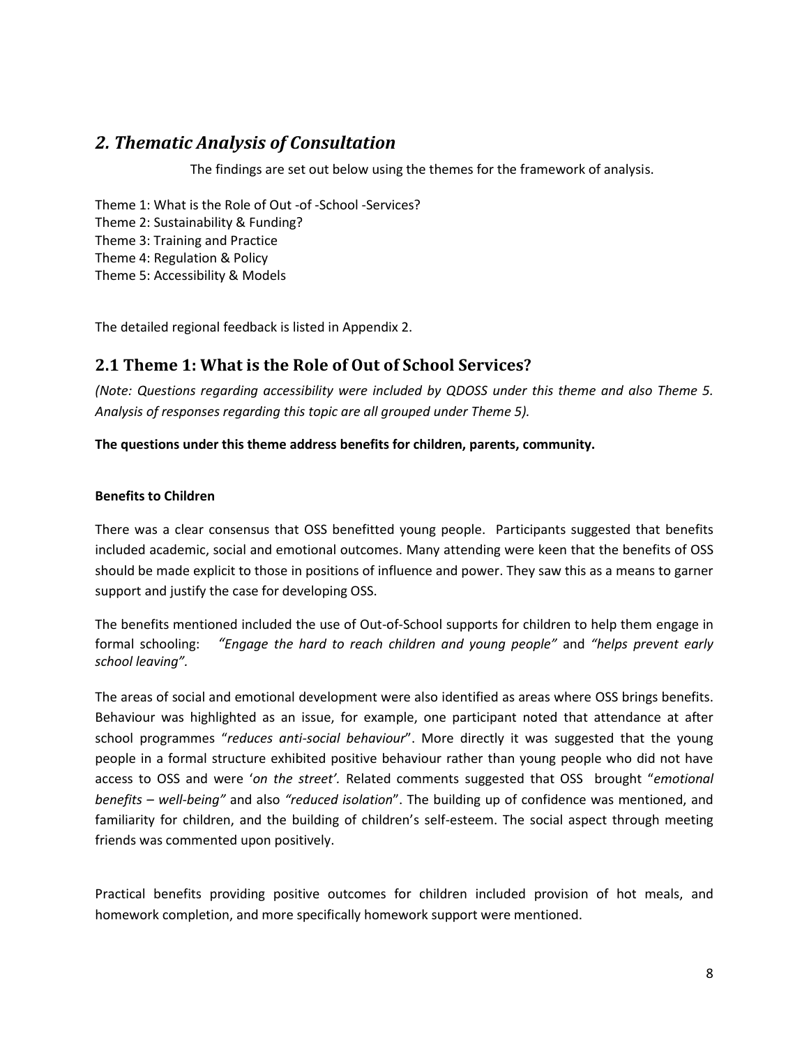## *2. Thematic Analysis of Consultation*

The findings are set out below using the themes for the framework of analysis.

Theme 1: What is the Role of Out -of -School -Services?
Theme 2: Sustainability & Funding?
Theme 3: Training and Practice
Theme 4: Regulation & Policy
Theme 5: Accessibility & Models

The detailed regional feedback is listed in Appendix 2.

### 2.1 Theme 1: What is the Role of Out of School Services?

*(Note: Questions regarding accessibility were included by QDOSS under this theme and also Theme 5. Analysis of responses regarding this topic are all grouped under Theme 5).*

**The questions under this theme address benefits for children, parents, community.**

**Benefits to Children**

There was a clear consensus that OSS benefitted young people. Participants suggested that benefits included academic, social and emotional outcomes. Many attending were keen that the benefits of OSS should be made explicit to those in positions of influence and power. They saw this as a means to garner support and justify the case for developing OSS.

The benefits mentioned included the use of Out-of-School supports for children to help them engage in formal schooling: *"Engage the hard to reach children and young people"* and *"helps prevent early school leaving".*

The areas of social and emotional development were also identified as areas where OSS brings benefits. Behaviour was highlighted as an issue, for example, one participant noted that attendance at after school programmes "*reduces anti-social behaviour*". More directly it was suggested that the young people in a formal structure exhibited positive behaviour rather than young people who did not have access to OSS and were '*on the street'.* Related comments suggested that OSS brought "*emotional benefits – well-being"* and also *"reduced isolation*". The building up of confidence was mentioned, and familiarity for children, and the building of children's self-esteem. The social aspect through meeting friends was commented upon positively.

Practical benefits providing positive outcomes for children included provision of hot meals, and homework completion, and more specifically homework support were mentioned.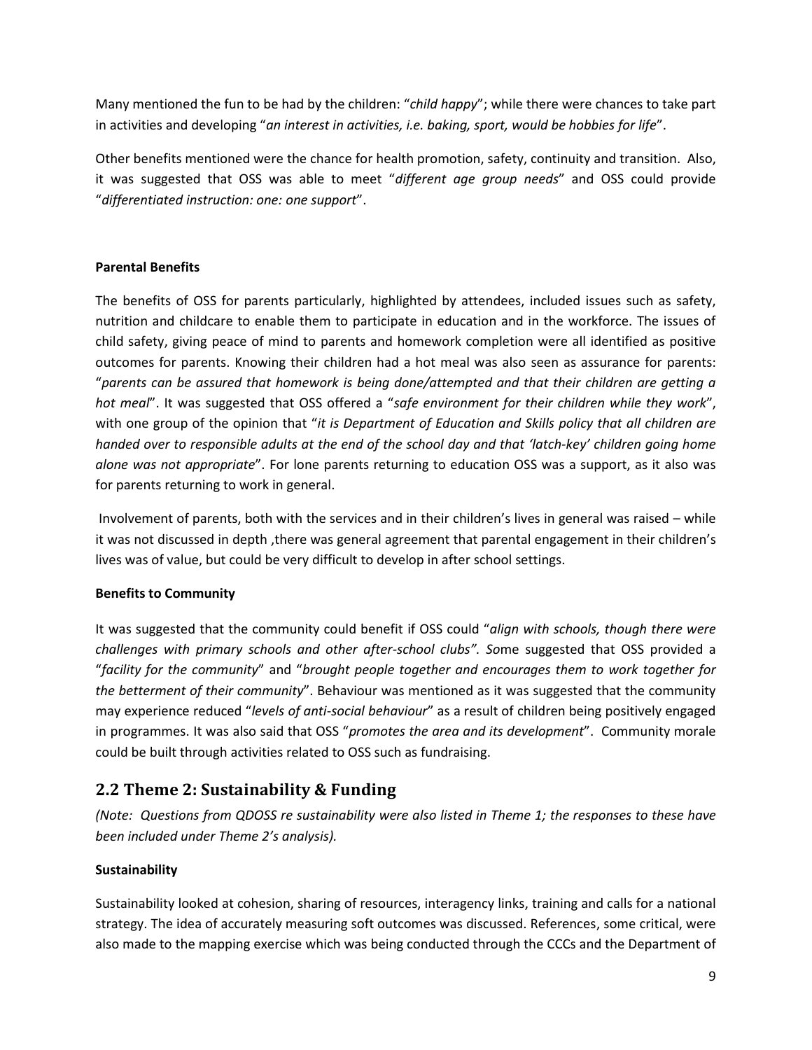Many mentioned the fun to be had by the children: "*child happy*"; while there were chances to take part in activities and developing "*an interest in activities, i.e. baking, sport, would be hobbies for life*".

Other benefits mentioned were the chance for health promotion, safety, continuity and transition. Also, it was suggested that OSS was able to meet "*different age group needs*" and OSS could provide "*differentiated instruction: one: one support*".

**Parental Benefits**

The benefits of OSS for parents particularly, highlighted by attendees, included issues such as safety, nutrition and childcare to enable them to participate in education and in the workforce. The issues of child safety, giving peace of mind to parents and homework completion were all identified as positive outcomes for parents. Knowing their children had a hot meal was also seen as assurance for parents: "*parents can be assured that homework is being done/attempted and that their children are getting a hot meal*". It was suggested that OSS offered a "*safe environment for their children while they work*", with one group of the opinion that "*it is Department of Education and Skills policy that all children are handed over to responsible adults at the end of the school day and that 'latch-key' children going home alone was not appropriate*". For lone parents returning to education OSS was a support, as it also was for parents returning to work in general.

Involvement of parents, both with the services and in their children's lives in general was raised – while it was not discussed in depth ,there was general agreement that parental engagement in their children's lives was of value, but could be very difficult to develop in after school settings.

**Benefits to Community**

It was suggested that the community could benefit if OSS could "*align with schools, though there were challenges with primary schools and other after-school clubs". So*me suggested that OSS provided a "*facility for the community*" and "*brought people together and encourages them to work together for the betterment of their community*". Behaviour was mentioned as it was suggested that the community may experience reduced "*levels of anti-social behaviour*" as a result of children being positively engaged in programmes. It was also said that OSS "*promotes the area and its development*". Community morale could be built through activities related to OSS such as fundraising.

## 2.2 Theme 2: Sustainability & Funding

*(Note: Questions from QDOSS re sustainability were also listed in Theme 1; the responses to these have been included under Theme 2's analysis).*

**Sustainability**

Sustainability looked at cohesion, sharing of resources, interagency links, training and calls for a national strategy. The idea of accurately measuring soft outcomes was discussed. References, some critical, were also made to the mapping exercise which was being conducted through the CCCs and the Department of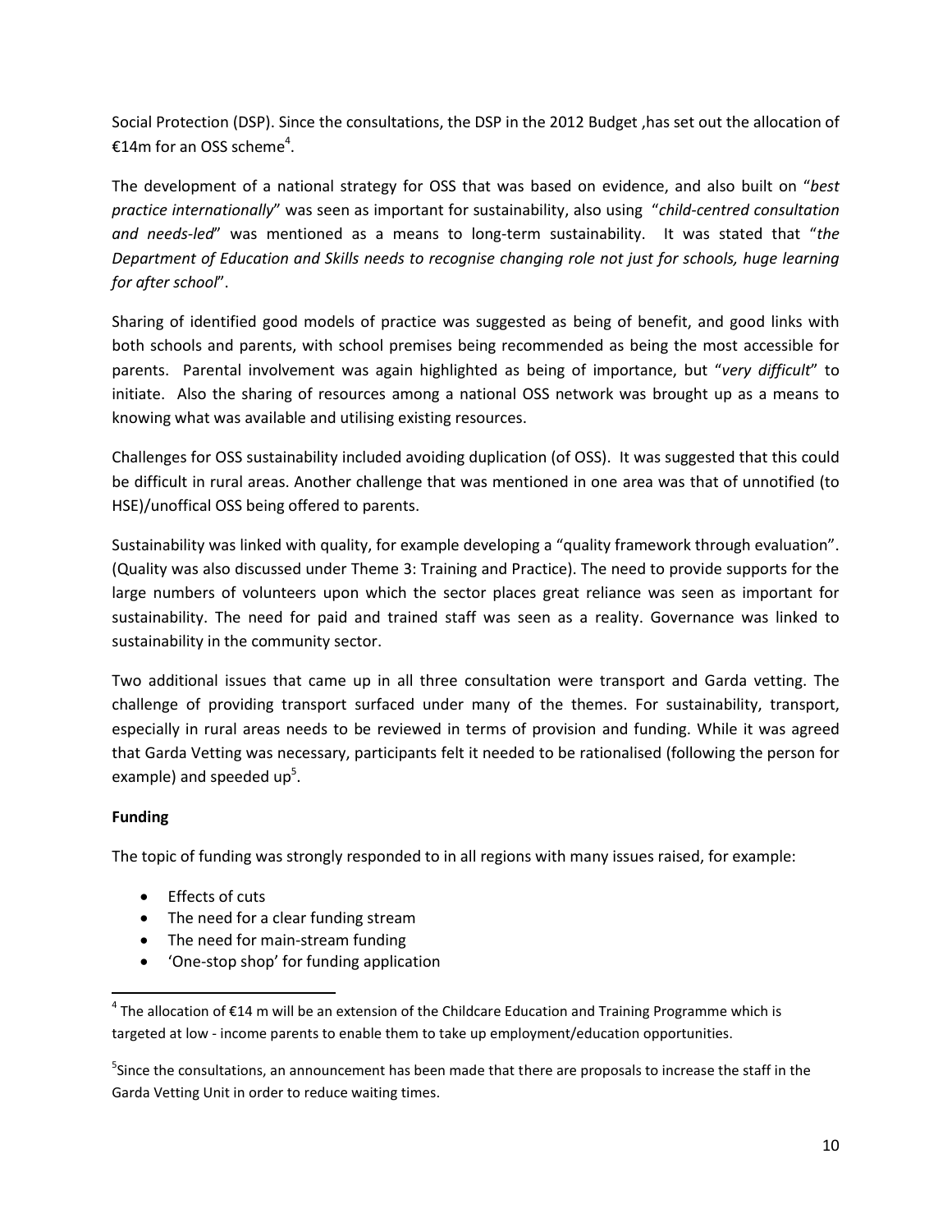Social Protection (DSP). Since the consultations, the DSP in the 2012 Budget ,has set out the allocation of €14m for an OSS scheme[4].

The development of a national strategy for OSS that was based on evidence, and also built on "*best practice internationally*" was seen as important for sustainability, also using "*child-centred consultation and needs-led*" was mentioned as a means to long-term sustainability. It was stated that "*the Department of Education and Skills needs to recognise changing role not just for schools, huge learning for after school*".

Sharing of identified good models of practice was suggested as being of benefit, and good links with both schools and parents, with school premises being recommended as being the most accessible for parents. Parental involvement was again highlighted as being of importance, but "*very difficult*" to initiate. Also the sharing of resources among a national OSS network was brought up as a means to knowing what was available and utilising existing resources.

Challenges for OSS sustainability included avoiding duplication (of OSS). It was suggested that this could be difficult in rural areas. Another challenge that was mentioned in one area was that of unnotified (to HSE)/unoffical OSS being offered to parents.

Sustainability was linked with quality, for example developing a "quality framework through evaluation". (Quality was also discussed under Theme 3: Training and Practice). The need to provide supports for the large numbers of volunteers upon which the sector places great reliance was seen as important for sustainability. The need for paid and trained staff was seen as a reality. Governance was linked to sustainability in the community sector.

Two additional issues that came up in all three consultation were transport and Garda vetting. The challenge of providing transport surfaced under many of the themes. For sustainability, transport, especially in rural areas needs to be reviewed in terms of provision and funding. While it was agreed that Garda Vetting was necessary, participants felt it needed to be rationalised (following the person for example) and speeded up[5].

**Funding**

The topic of funding was strongly responded to in all regions with many issues raised, for example:

- Effects of cuts
- The need for a clear funding stream
- The need for main-stream funding
- 'One-stop shop' for funding application

[4] The allocation of €14 m will be an extension of the Childcare Education and Training Programme which is targeted at low - income parents to enable them to take up employment/education opportunities.

[5] Since the consultations, an announcement has been made that there are proposals to increase the staff in the Garda Vetting Unit in order to reduce waiting times.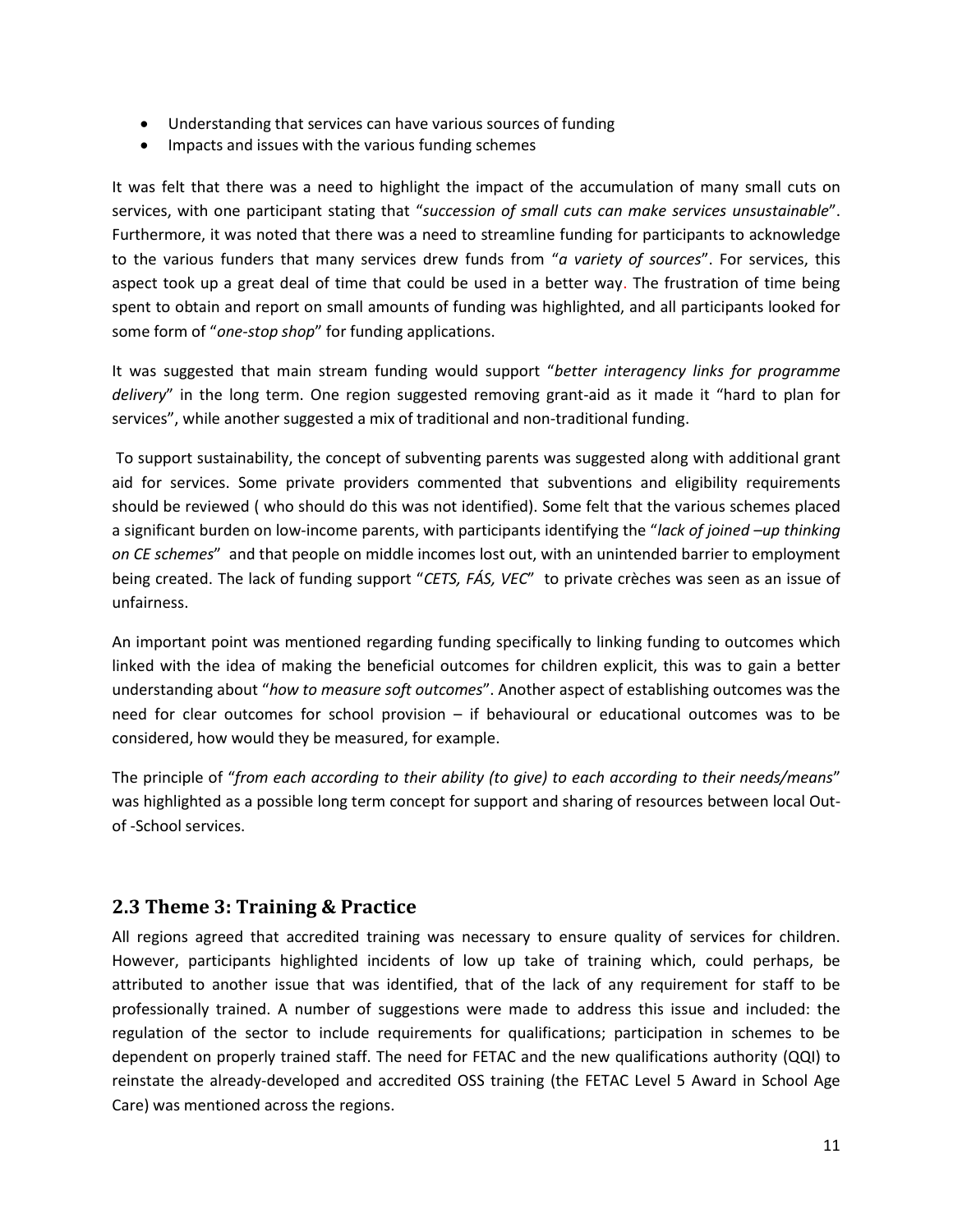- Understanding that services can have various sources of funding
- Impacts and issues with the various funding schemes

It was felt that there was a need to highlight the impact of the accumulation of many small cuts on services, with one participant stating that "*succession of small cuts can make services unsustainable*". Furthermore, it was noted that there was a need to streamline funding for participants to acknowledge to the various funders that many services drew funds from "*a variety of sources*". For services, this aspect took up a great deal of time that could be used in a better way. The frustration of time being spent to obtain and report on small amounts of funding was highlighted, and all participants looked for some form of "*one-stop shop*" for funding applications.

It was suggested that main stream funding would support "*better interagency links for programme delivery*" in the long term. One region suggested removing grant-aid as it made it "hard to plan for services", while another suggested a mix of traditional and non-traditional funding.

To support sustainability, the concept of subventing parents was suggested along with additional grant aid for services. Some private providers commented that subventions and eligibility requirements should be reviewed ( who should do this was not identified). Some felt that the various schemes placed a significant burden on low-income parents, with participants identifying the "*lack of joined –up thinking on CE schemes*" and that people on middle incomes lost out, with an unintended barrier to employment being created. The lack of funding support "*CETS, FÁS, VEC*" to private crèches was seen as an issue of unfairness.

An important point was mentioned regarding funding specifically to linking funding to outcomes which linked with the idea of making the beneficial outcomes for children explicit, this was to gain a better understanding about "*how to measure soft outcomes*". Another aspect of establishing outcomes was the need for clear outcomes for school provision – if behavioural or educational outcomes was to be considered, how would they be measured, for example.

The principle of "*from each according to their ability (to give) to each according to their needs/means*" was highlighted as a possible long term concept for support and sharing of resources between local Out-of -School services.

## 2.3 Theme 3: Training & Practice

All regions agreed that accredited training was necessary to ensure quality of services for children. However, participants highlighted incidents of low up take of training which, could perhaps, be attributed to another issue that was identified, that of the lack of any requirement for staff to be professionally trained. A number of suggestions were made to address this issue and included: the regulation of the sector to include requirements for qualifications; participation in schemes to be dependent on properly trained staff. The need for FETAC and the new qualifications authority (QQI) to reinstate the already-developed and accredited OSS training (the FETAC Level 5 Award in School Age Care) was mentioned across the regions.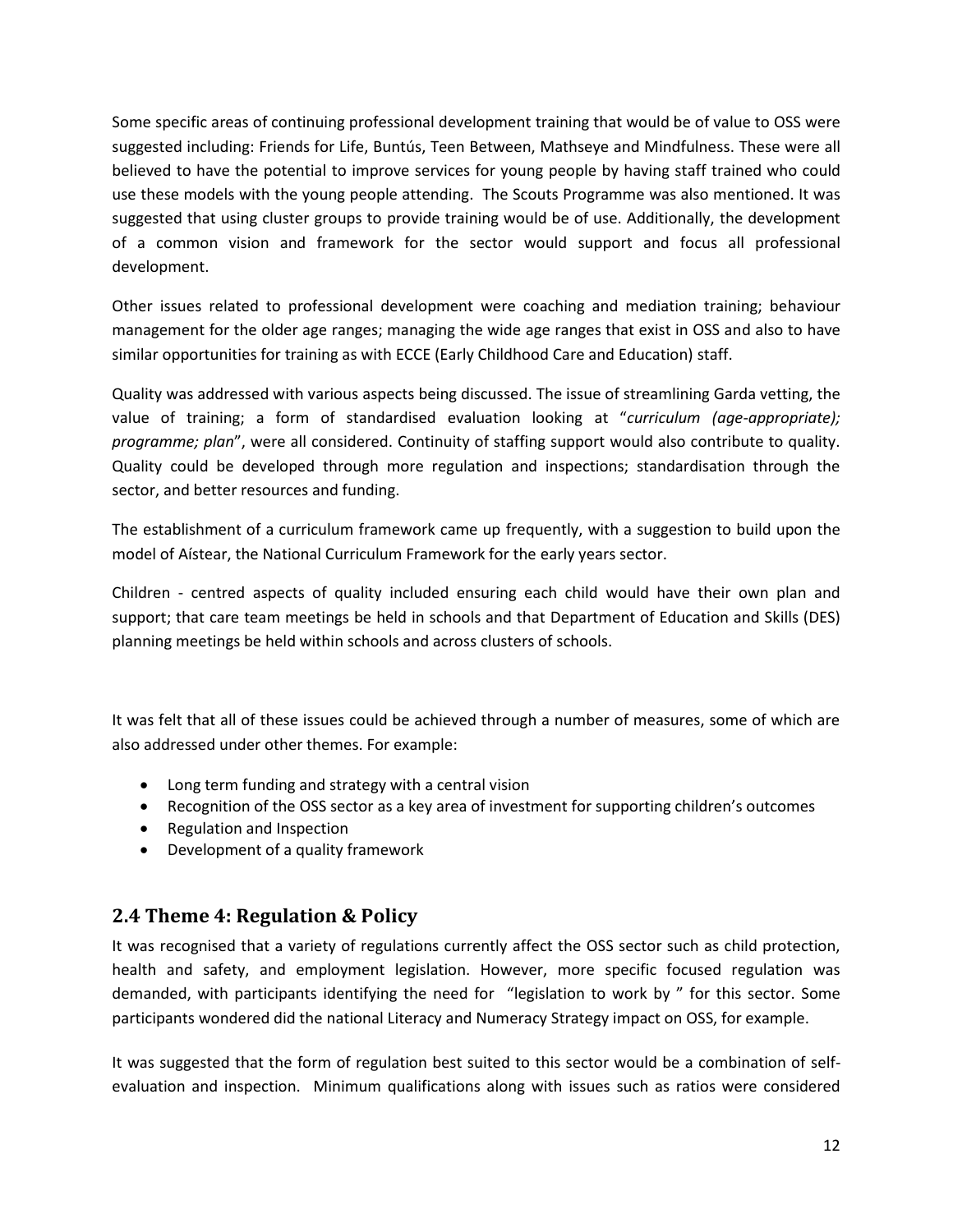Some specific areas of continuing professional development training that would be of value to OSS were suggested including: Friends for Life, Buntús, Teen Between, Mathseye and Mindfulness. These were all believed to have the potential to improve services for young people by having staff trained who could use these models with the young people attending. The Scouts Programme was also mentioned. It was suggested that using cluster groups to provide training would be of use. Additionally, the development of a common vision and framework for the sector would support and focus all professional development.

Other issues related to professional development were coaching and mediation training; behaviour management for the older age ranges; managing the wide age ranges that exist in OSS and also to have similar opportunities for training as with ECCE (Early Childhood Care and Education) staff.

Quality was addressed with various aspects being discussed. The issue of streamlining Garda vetting, the value of training; a form of standardised evaluation looking at "*curriculum (age-appropriate); programme; plan*", were all considered. Continuity of staffing support would also contribute to quality. Quality could be developed through more regulation and inspections; standardisation through the sector, and better resources and funding.

The establishment of a curriculum framework came up frequently, with a suggestion to build upon the model of Aístear, the National Curriculum Framework for the early years sector.

Children - centred aspects of quality included ensuring each child would have their own plan and support; that care team meetings be held in schools and that Department of Education and Skills (DES) planning meetings be held within schools and across clusters of schools.

It was felt that all of these issues could be achieved through a number of measures, some of which are also addressed under other themes. For example:

- Long term funding and strategy with a central vision
- Recognition of the OSS sector as a key area of investment for supporting children's outcomes
- Regulation and Inspection
- Development of a quality framework

## 2.4 Theme 4: Regulation & Policy

It was recognised that a variety of regulations currently affect the OSS sector such as child protection, health and safety, and employment legislation. However, more specific focused regulation was demanded, with participants identifying the need for "legislation to work by" for this sector. Some participants wondered did the national Literacy and Numeracy Strategy impact on OSS, for example.

It was suggested that the form of regulation best suited to this sector would be a combination of self-evaluation and inspection. Minimum qualifications along with issues such as ratios were considered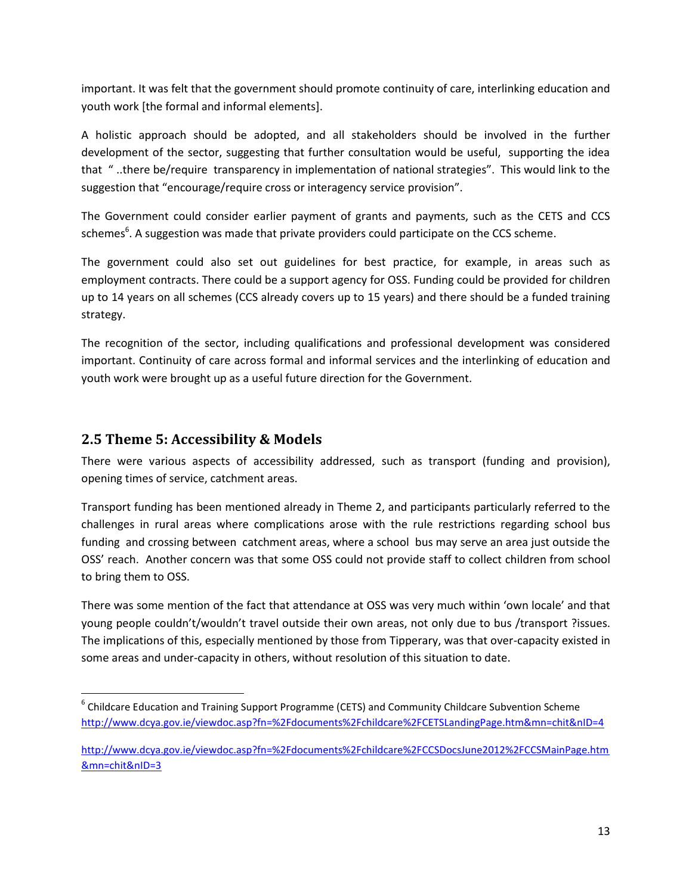important. It was felt that the government should promote continuity of care, interlinking education and youth work [the formal and informal elements].

A holistic approach should be adopted, and all stakeholders should be involved in the further development of the sector, suggesting that further consultation would be useful, supporting the idea that " ..there be/require transparency in implementation of national strategies". This would link to the suggestion that "encourage/require cross or interagency service provision".

The Government could consider earlier payment of grants and payments, such as the CETS and CCS schemes[6]. A suggestion was made that private providers could participate on the CCS scheme.

The government could also set out guidelines for best practice, for example, in areas such as employment contracts. There could be a support agency for OSS. Funding could be provided for children up to 14 years on all schemes (CCS already covers up to 15 years) and there should be a funded training strategy.

The recognition of the sector, including qualifications and professional development was considered important. Continuity of care across formal and informal services and the interlinking of education and youth work were brought up as a useful future direction for the Government.

## 2.5 Theme 5: Accessibility & Models

There were various aspects of accessibility addressed, such as transport (funding and provision), opening times of service, catchment areas.

Transport funding has been mentioned already in Theme 2, and participants particularly referred to the challenges in rural areas where complications arose with the rule restrictions regarding school bus funding and crossing between catchment areas, where a school bus may serve an area just outside the OSS' reach. Another concern was that some OSS could not provide staff to collect children from school to bring them to OSS.

There was some mention of the fact that attendance at OSS was very much within 'own locale' and that young people couldn't/wouldn't travel outside their own areas, not only due to bus /transport ?issues. The implications of this, especially mentioned by those from Tipperary, was that over-capacity existed in some areas and under-capacity in others, without resolution of this situation to date.

---

[6] Childcare Education and Training Support Programme (CETS) and Community Childcare Subvention Scheme http://www.dcya.gov.ie/viewdoc.asp?fn=%2Fdocuments%2Fchildcare%2FCETSLandingPage.htm&mn=chit&nID=4

http://www.dcya.gov.ie/viewdoc.asp?fn=%2Fdocuments%2Fchildcare%2FCCSDocsJune2012%2FCCSMainPage.htm&mn=chit&nID=3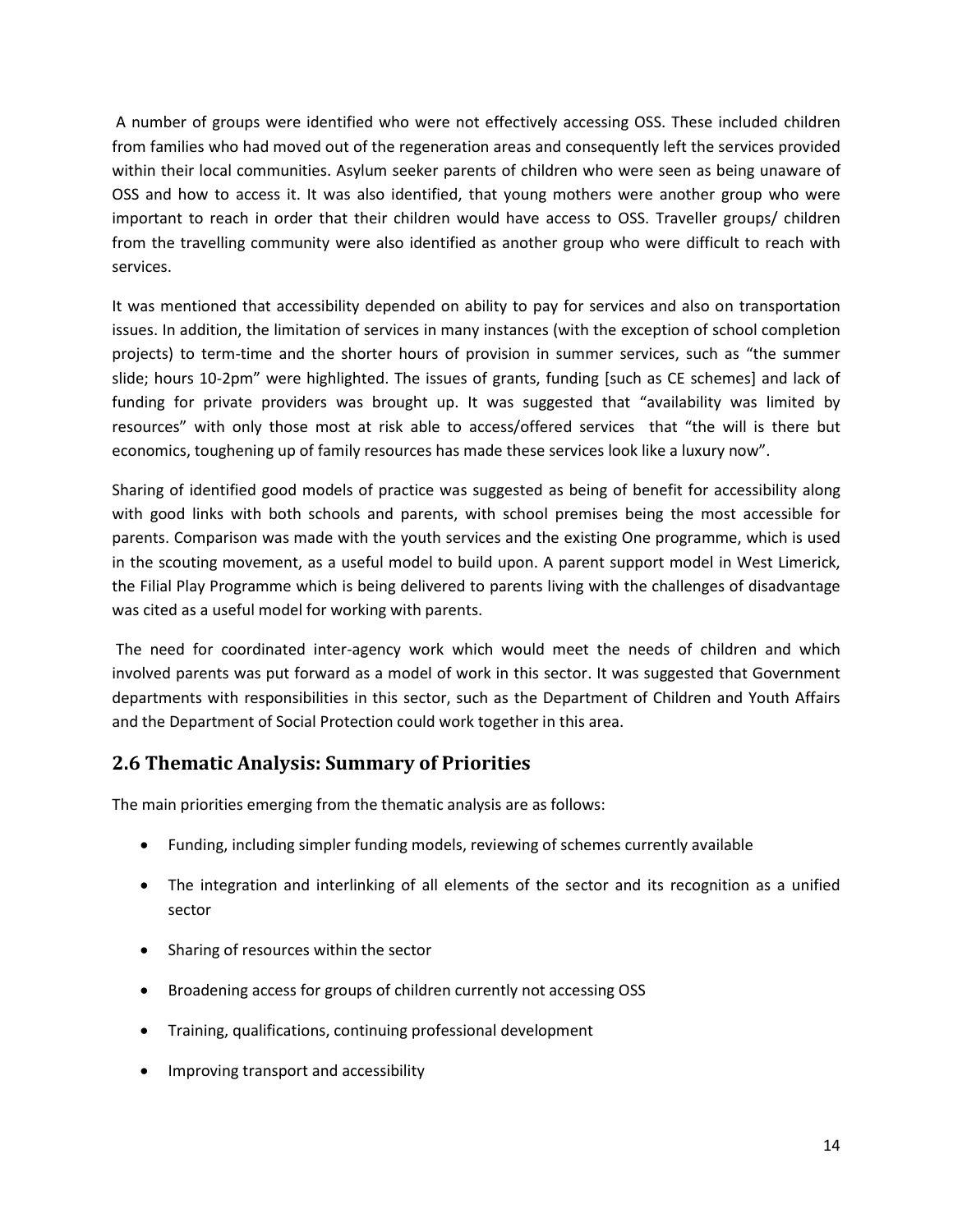A number of groups were identified who were not effectively accessing OSS. These included children from families who had moved out of the regeneration areas and consequently left the services provided within their local communities. Asylum seeker parents of children who were seen as being unaware of OSS and how to access it. It was also identified, that young mothers were another group who were important to reach in order that their children would have access to OSS. Traveller groups/ children from the travelling community were also identified as another group who were difficult to reach with services.

It was mentioned that accessibility depended on ability to pay for services and also on transportation issues. In addition, the limitation of services in many instances (with the exception of school completion projects) to term-time and the shorter hours of provision in summer services, such as "the summer slide; hours 10-2pm" were highlighted. The issues of grants, funding [such as CE schemes] and lack of funding for private providers was brought up. It was suggested that "availability was limited by resources" with only those most at risk able to access/offered services that "the will is there but economics, toughening up of family resources has made these services look like a luxury now".

Sharing of identified good models of practice was suggested as being of benefit for accessibility along with good links with both schools and parents, with school premises being the most accessible for parents. Comparison was made with the youth services and the existing One programme, which is used in the scouting movement, as a useful model to build upon. A parent support model in West Limerick, the Filial Play Programme which is being delivered to parents living with the challenges of disadvantage was cited as a useful model for working with parents.

The need for coordinated inter-agency work which would meet the needs of children and which involved parents was put forward as a model of work in this sector. It was suggested that Government departments with responsibilities in this sector, such as the Department of Children and Youth Affairs and the Department of Social Protection could work together in this area.

## 2.6 Thematic Analysis: Summary of Priorities

The main priorities emerging from the thematic analysis are as follows:

- Funding, including simpler funding models, reviewing of schemes currently available
- The integration and interlinking of all elements of the sector and its recognition as a unified sector
- Sharing of resources within the sector
- Broadening access for groups of children currently not accessing OSS
- Training, qualifications, continuing professional development
- Improving transport and accessibility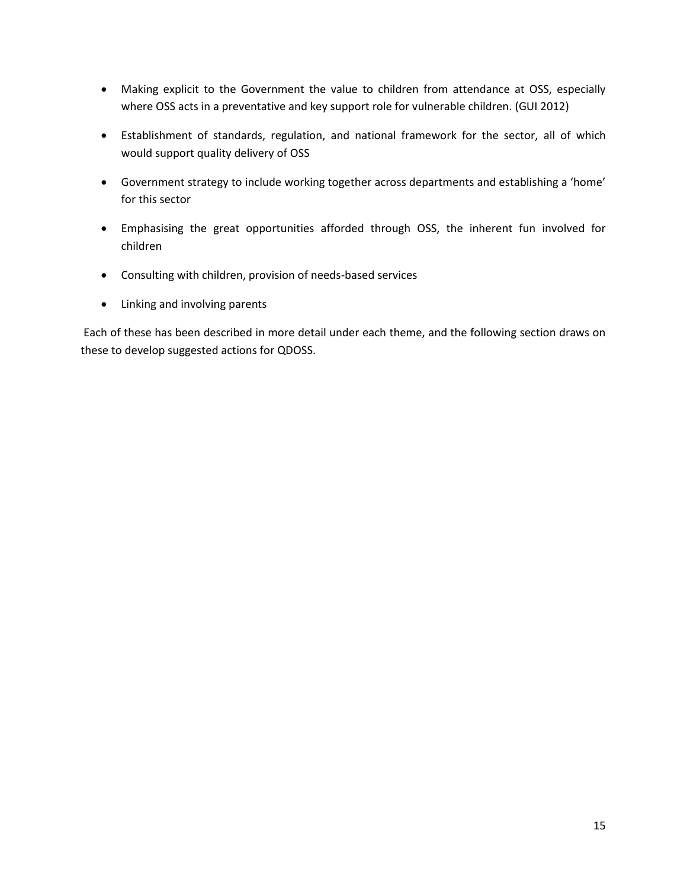- Making explicit to the Government the value to children from attendance at OSS, especially where OSS acts in a preventative and key support role for vulnerable children. (GUI 2012)
- Establishment of standards, regulation, and national framework for the sector, all of which would support quality delivery of OSS
- Government strategy to include working together across departments and establishing a 'home' for this sector
- Emphasising the great opportunities afforded through OSS, the inherent fun involved for children
- Consulting with children, provision of needs-based services
- Linking and involving parents

Each of these has been described in more detail under each theme, and the following section draws on these to develop suggested actions for QDOSS.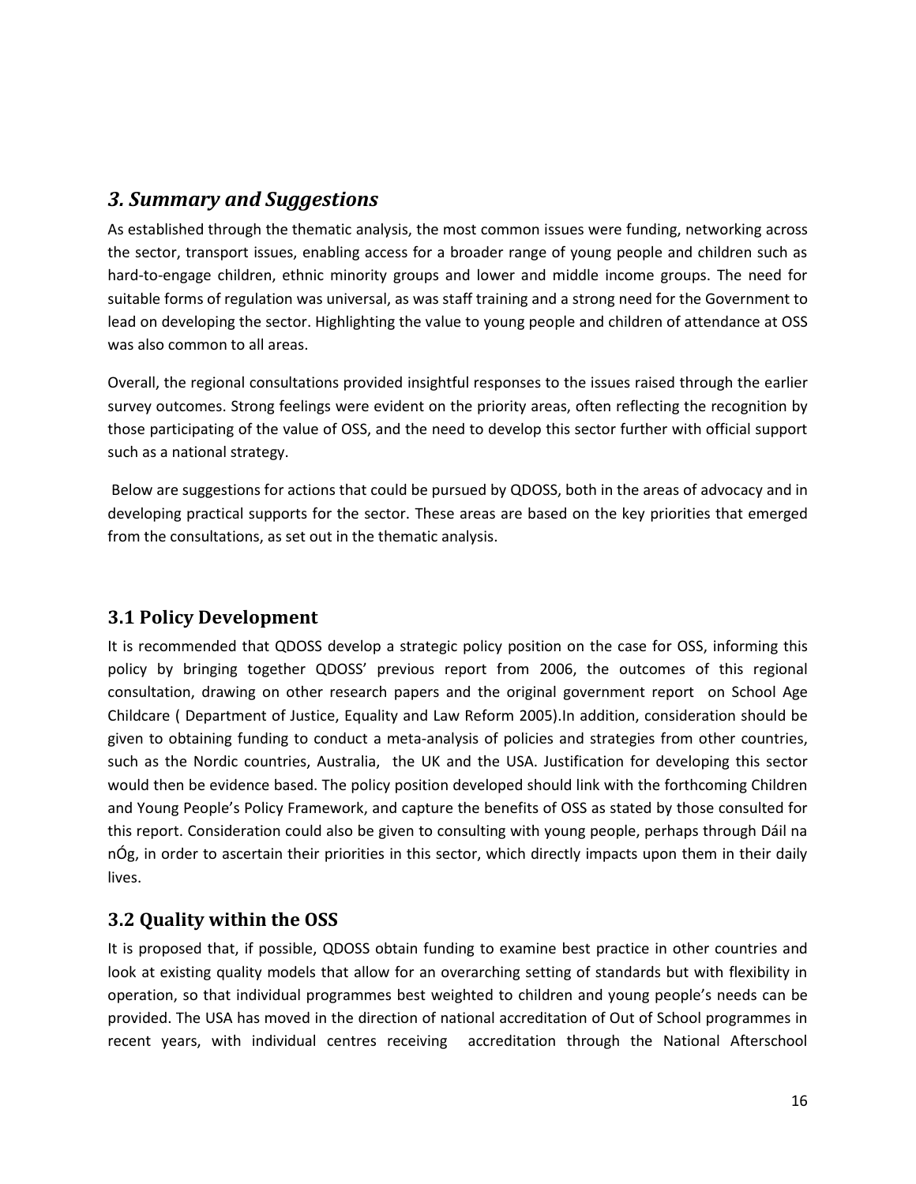## *3. Summary and Suggestions*

As established through the thematic analysis, the most common issues were funding, networking across the sector, transport issues, enabling access for a broader range of young people and children such as hard-to-engage children, ethnic minority groups and lower and middle income groups. The need for suitable forms of regulation was universal, as was staff training and a strong need for the Government to lead on developing the sector. Highlighting the value to young people and children of attendance at OSS was also common to all areas.

Overall, the regional consultations provided insightful responses to the issues raised through the earlier survey outcomes. Strong feelings were evident on the priority areas, often reflecting the recognition by those participating of the value of OSS, and the need to develop this sector further with official support such as a national strategy.

Below are suggestions for actions that could be pursued by QDOSS, both in the areas of advocacy and in developing practical supports for the sector. These areas are based on the key priorities that emerged from the consultations, as set out in the thematic analysis.

### 3.1 Policy Development

It is recommended that QDOSS develop a strategic policy position on the case for OSS, informing this policy by bringing together QDOSS' previous report from 2006, the outcomes of this regional consultation, drawing on other research papers and the original government report on School Age Childcare ( Department of Justice, Equality and Law Reform 2005).In addition, consideration should be given to obtaining funding to conduct a meta-analysis of policies and strategies from other countries, such as the Nordic countries, Australia, the UK and the USA. Justification for developing this sector would then be evidence based. The policy position developed should link with the forthcoming Children and Young People's Policy Framework, and capture the benefits of OSS as stated by those consulted for this report. Consideration could also be given to consulting with young people, perhaps through Dáil na nÓg, in order to ascertain their priorities in this sector, which directly impacts upon them in their daily lives.

### 3.2 Quality within the OSS

It is proposed that, if possible, QDOSS obtain funding to examine best practice in other countries and look at existing quality models that allow for an overarching setting of standards but with flexibility in operation, so that individual programmes best weighted to children and young people's needs can be provided. The USA has moved in the direction of national accreditation of Out of School programmes in recent years, with individual centres receiving accreditation through the National Afterschool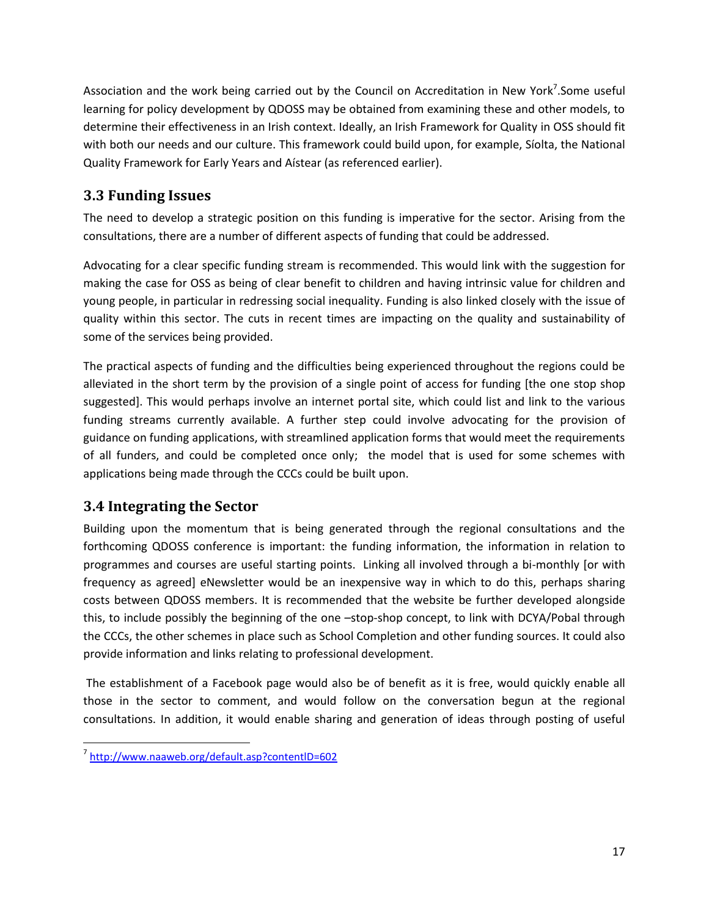Association and the work being carried out by the Council on Accreditation in New York[7].Some useful learning for policy development by QDOSS may be obtained from examining these and other models, to determine their effectiveness in an Irish context. Ideally, an Irish Framework for Quality in OSS should fit with both our needs and our culture. This framework could build upon, for example, Síolta, the National Quality Framework for Early Years and Aístear (as referenced earlier).

## 3.3 Funding Issues

The need to develop a strategic position on this funding is imperative for the sector. Arising from the consultations, there are a number of different aspects of funding that could be addressed.

Advocating for a clear specific funding stream is recommended. This would link with the suggestion for making the case for OSS as being of clear benefit to children and having intrinsic value for children and young people, in particular in redressing social inequality. Funding is also linked closely with the issue of quality within this sector. The cuts in recent times are impacting on the quality and sustainability of some of the services being provided.

The practical aspects of funding and the difficulties being experienced throughout the regions could be alleviated in the short term by the provision of a single point of access for funding [the one stop shop suggested]. This would perhaps involve an internet portal site, which could list and link to the various funding streams currently available. A further step could involve advocating for the provision of guidance on funding applications, with streamlined application forms that would meet the requirements of all funders, and could be completed once only; the model that is used for some schemes with applications being made through the CCCs could be built upon.

## 3.4 Integrating the Sector

Building upon the momentum that is being generated through the regional consultations and the forthcoming QDOSS conference is important: the funding information, the information in relation to programmes and courses are useful starting points. Linking all involved through a bi-monthly [or with frequency as agreed] eNewsletter would be an inexpensive way in which to do this, perhaps sharing costs between QDOSS members. It is recommended that the website be further developed alongside this, to include possibly the beginning of the one –stop-shop concept, to link with DCYA/Pobal through the CCCs, the other schemes in place such as School Completion and other funding sources. It could also provide information and links relating to professional development.

The establishment of a Facebook page would also be of benefit as it is free, would quickly enable all those in the sector to comment, and would follow on the conversation begun at the regional consultations. In addition, it would enable sharing and generation of ideas through posting of useful

[7] http://www.naaweb.org/default.asp?contentID=602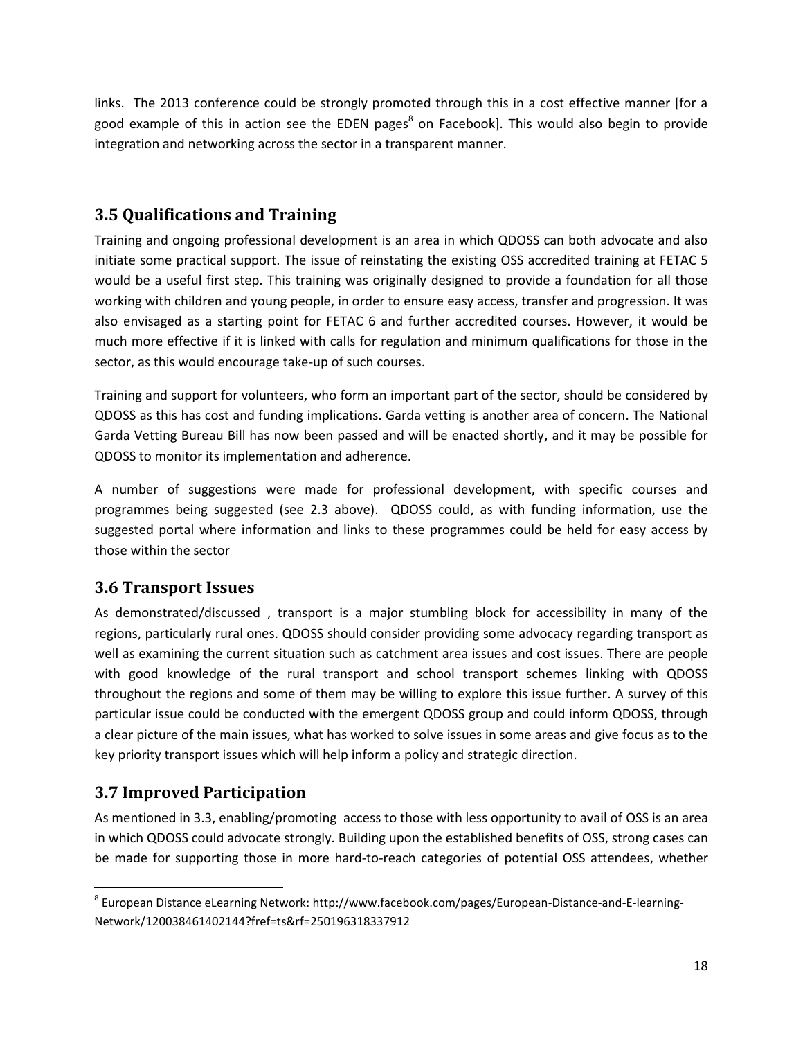links. The 2013 conference could be strongly promoted through this in a cost effective manner [for a good example of this in action see the EDEN pages[8] on Facebook]. This would also begin to provide integration and networking across the sector in a transparent manner.

## 3.5 Qualifications and Training

Training and ongoing professional development is an area in which QDOSS can both advocate and also initiate some practical support. The issue of reinstating the existing OSS accredited training at FETAC 5 would be a useful first step. This training was originally designed to provide a foundation for all those working with children and young people, in order to ensure easy access, transfer and progression. It was also envisaged as a starting point for FETAC 6 and further accredited courses. However, it would be much more effective if it is linked with calls for regulation and minimum qualifications for those in the sector, as this would encourage take-up of such courses.

Training and support for volunteers, who form an important part of the sector, should be considered by QDOSS as this has cost and funding implications. Garda vetting is another area of concern. The National Garda Vetting Bureau Bill has now been passed and will be enacted shortly, and it may be possible for QDOSS to monitor its implementation and adherence.

A number of suggestions were made for professional development, with specific courses and programmes being suggested (see 2.3 above). QDOSS could, as with funding information, use the suggested portal where information and links to these programmes could be held for easy access by those within the sector

## 3.6 Transport Issues

As demonstrated/discussed , transport is a major stumbling block for accessibility in many of the regions, particularly rural ones. QDOSS should consider providing some advocacy regarding transport as well as examining the current situation such as catchment area issues and cost issues. There are people with good knowledge of the rural transport and school transport schemes linking with QDOSS throughout the regions and some of them may be willing to explore this issue further. A survey of this particular issue could be conducted with the emergent QDOSS group and could inform QDOSS, through a clear picture of the main issues, what has worked to solve issues in some areas and give focus as to the key priority transport issues which will help inform a policy and strategic direction.

## 3.7 Improved Participation

As mentioned in 3.3, enabling/promoting access to those with less opportunity to avail of OSS is an area in which QDOSS could advocate strongly. Building upon the established benefits of OSS, strong cases can be made for supporting those in more hard-to-reach categories of potential OSS attendees, whether

---

[8] European Distance eLearning Network: http://www.facebook.com/pages/European-Distance-and-E-learning-Network/120038461402144?fref=ts&rf=250196318337912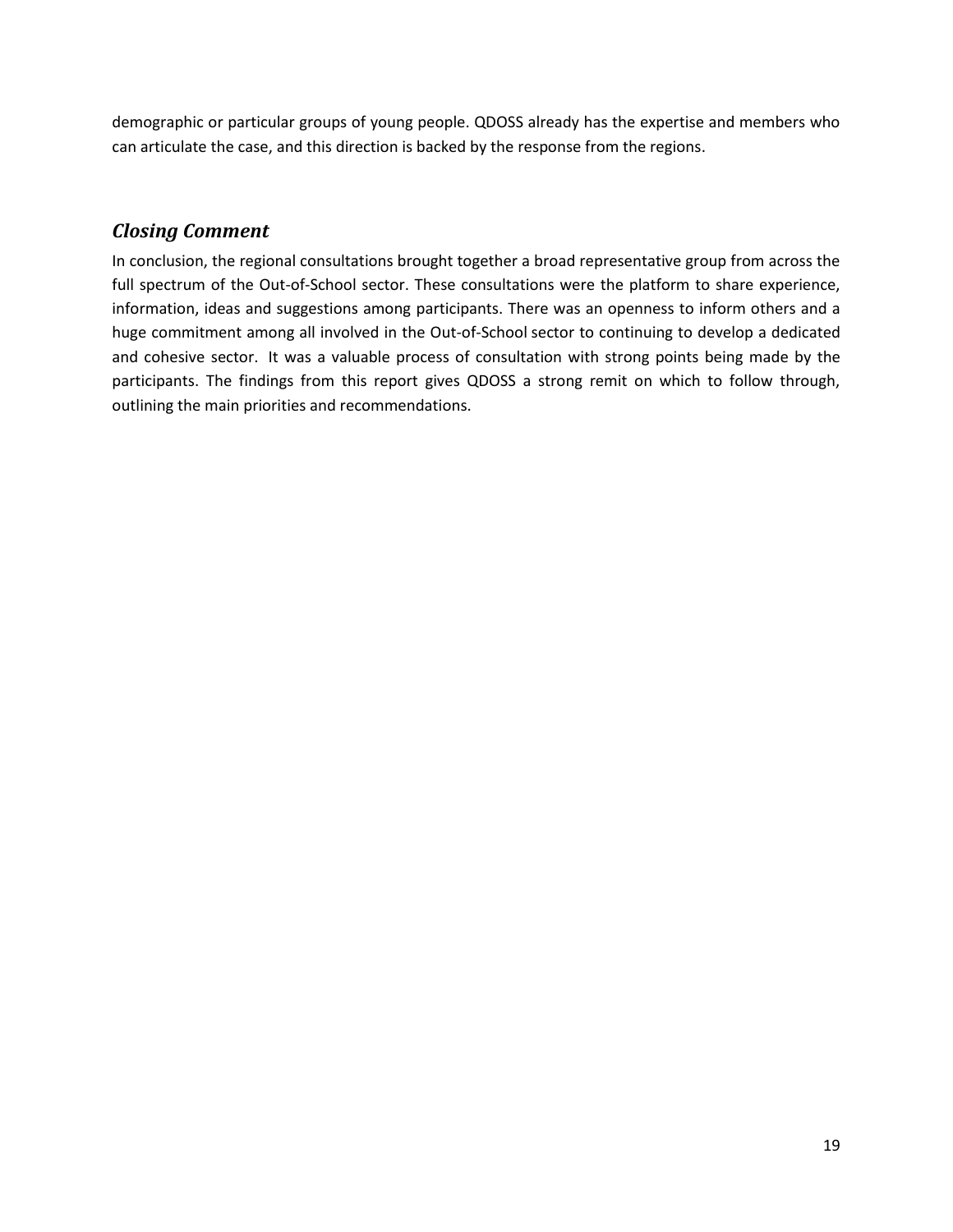demographic or particular groups of young people. QDOSS already has the expertise and members who can articulate the case, and this direction is backed by the response from the regions.

## *Closing Comment*

In conclusion, the regional consultations brought together a broad representative group from across the full spectrum of the Out-of-School sector. These consultations were the platform to share experience, information, ideas and suggestions among participants. There was an openness to inform others and a huge commitment among all involved in the Out-of-School sector to continuing to develop a dedicated and cohesive sector. It was a valuable process of consultation with strong points being made by the participants. The findings from this report gives QDOSS a strong remit on which to follow through, outlining the main priorities and recommendations.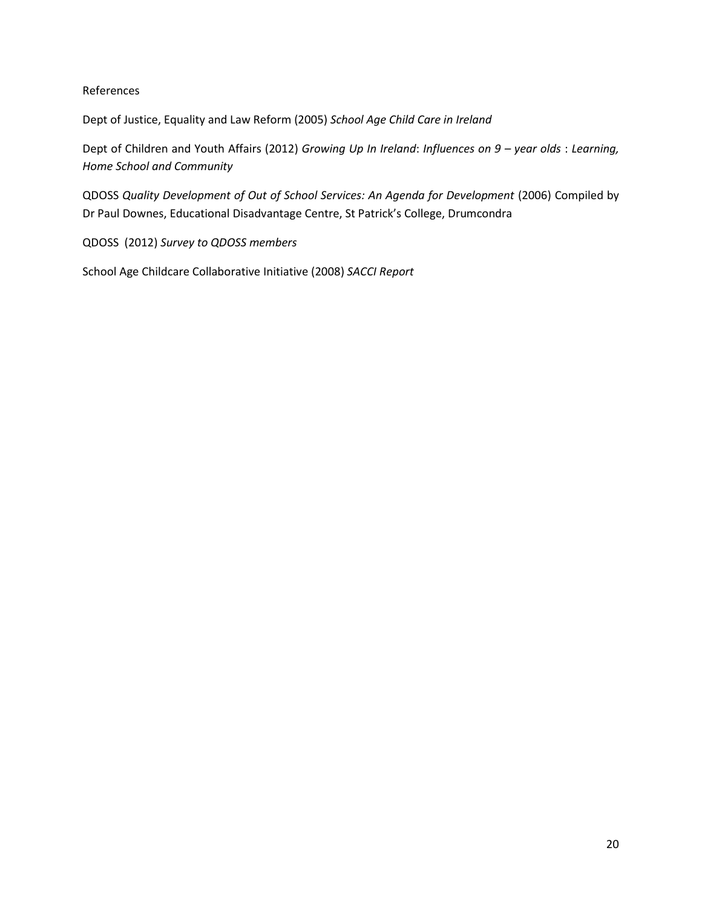References

Dept of Justice, Equality and Law Reform (2005) *School Age Child Care in Ireland*

Dept of Children and Youth Affairs (2012) *Growing Up In Ireland*: *Influences on 9 – year olds* : *Learning, Home School and Community*

QDOSS *Quality Development of Out of School Services: An Agenda for Development* (2006) Compiled by Dr Paul Downes, Educational Disadvantage Centre, St Patrick's College, Drumcondra

QDOSS (2012) *Survey to QDOSS members*

School Age Childcare Collaborative Initiative (2008) *SACCI Report*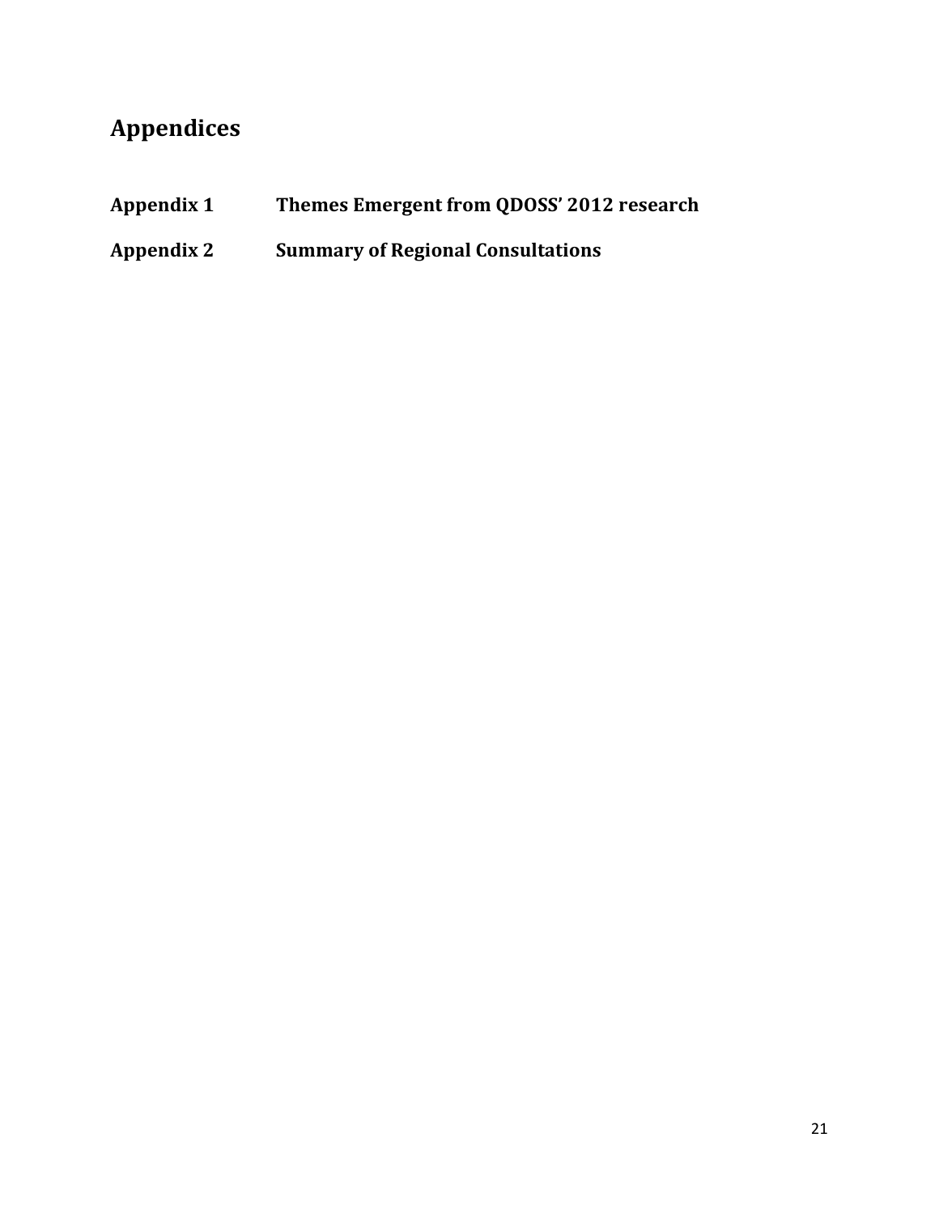# Appendices

**Appendix 1 Themes Emergent from QDOSS' 2012 research**

**Appendix 2 Summary of Regional Consultations**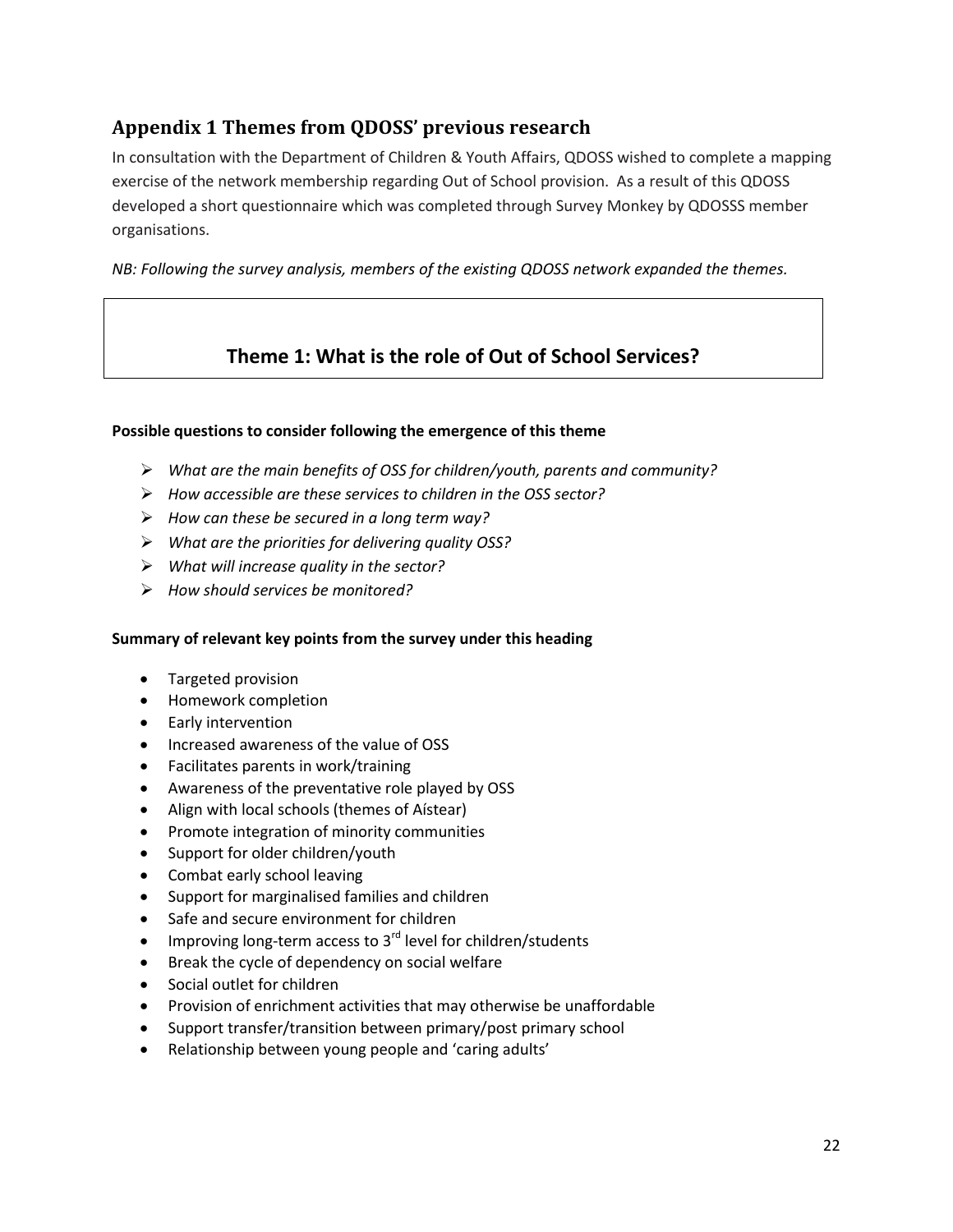## Appendix 1 Themes from QDOSS' previous research

In consultation with the Department of Children & Youth Affairs, QDOSS wished to complete a mapping exercise of the network membership regarding Out of School provision. As a result of this QDOSS developed a short questionnaire which was completed through Survey Monkey by QDOSSS member organisations.

*NB: Following the survey analysis, members of the existing QDOSS network expanded the themes.*

### Theme 1: What is the role of Out of School Services?

**Possible questions to consider following the emergence of this theme**

- *What are the main benefits of OSS for children/youth, parents and community?*
- *How accessible are these services to children in the OSS sector?*
- *How can these be secured in a long term way?*
- *What are the priorities for delivering quality OSS?*
- *What will increase quality in the sector?*
- *How should services be monitored?*

**Summary of relevant key points from the survey under this heading**

- Targeted provision
- Homework completion
- Early intervention
- Increased awareness of the value of OSS
- Facilitates parents in work/training
- Awareness of the preventative role played by OSS
- Align with local schools (themes of Aístear)
- Promote integration of minority communities
- Support for older children/youth
- Combat early school leaving
- Support for marginalised families and children
- Safe and secure environment for children
- Improving long-term access to 3rd level for children/students
- Break the cycle of dependency on social welfare
- Social outlet for children
- Provision of enrichment activities that may otherwise be unaffordable
- Support transfer/transition between primary/post primary school
- Relationship between young people and 'caring adults'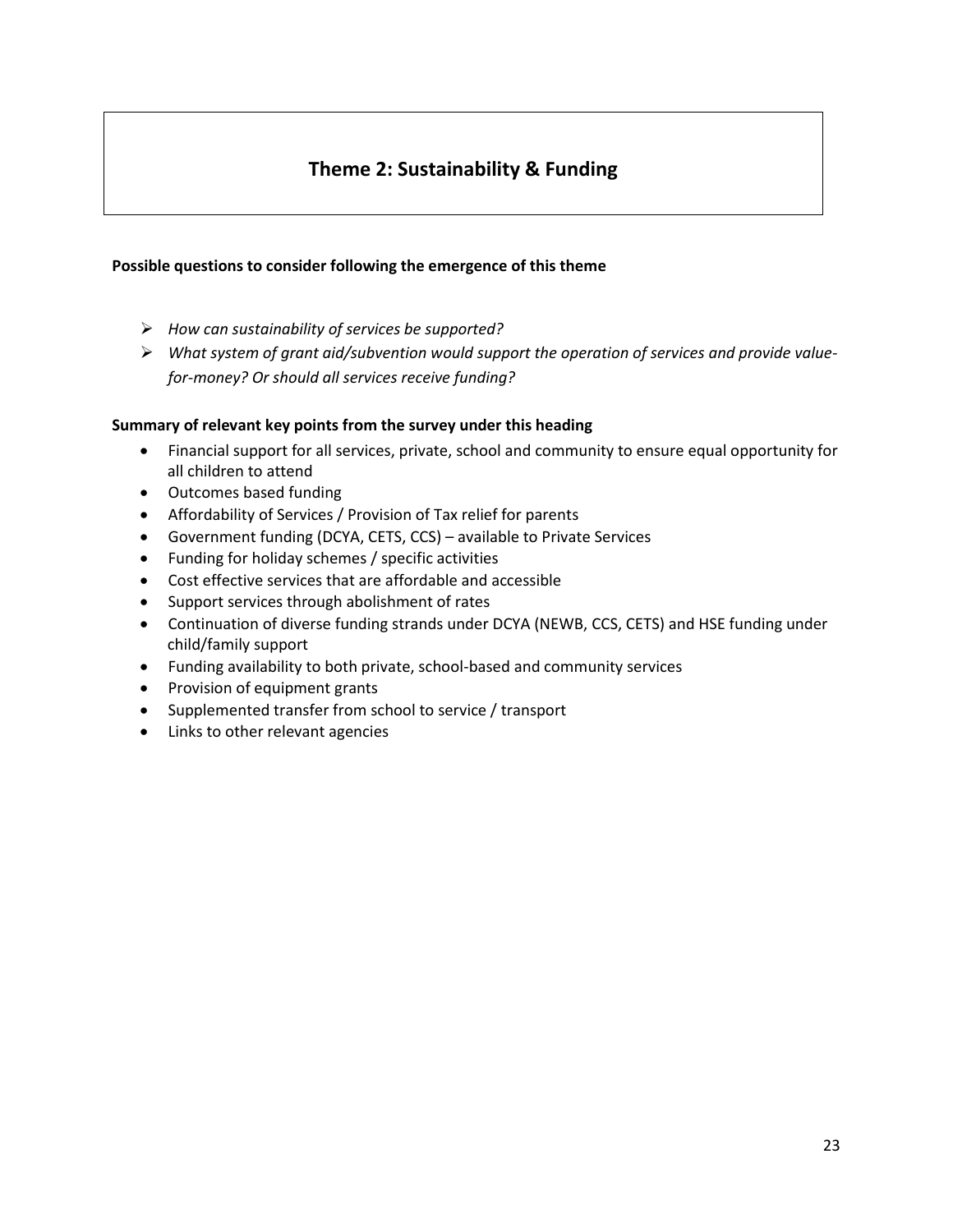# Theme 2: Sustainability & Funding

**Possible questions to consider following the emergence of this theme**

- *How can sustainability of services be supported?*
- *What system of grant aid/subvention would support the operation of services and provide value-for-money? Or should all services receive funding?*

**Summary of relevant key points from the survey under this heading**

- Financial support for all services, private, school and community to ensure equal opportunity for all children to attend
- Outcomes based funding
- Affordability of Services / Provision of Tax relief for parents
- Government funding (DCYA, CETS, CCS) – available to Private Services
- Funding for holiday schemes / specific activities
- Cost effective services that are affordable and accessible
- Support services through abolishment of rates
- Continuation of diverse funding strands under DCYA (NEWB, CCS, CETS) and HSE funding under child/family support
- Funding availability to both private, school-based and community services
- Provision of equipment grants
- Supplemented transfer from school to service / transport
- Links to other relevant agencies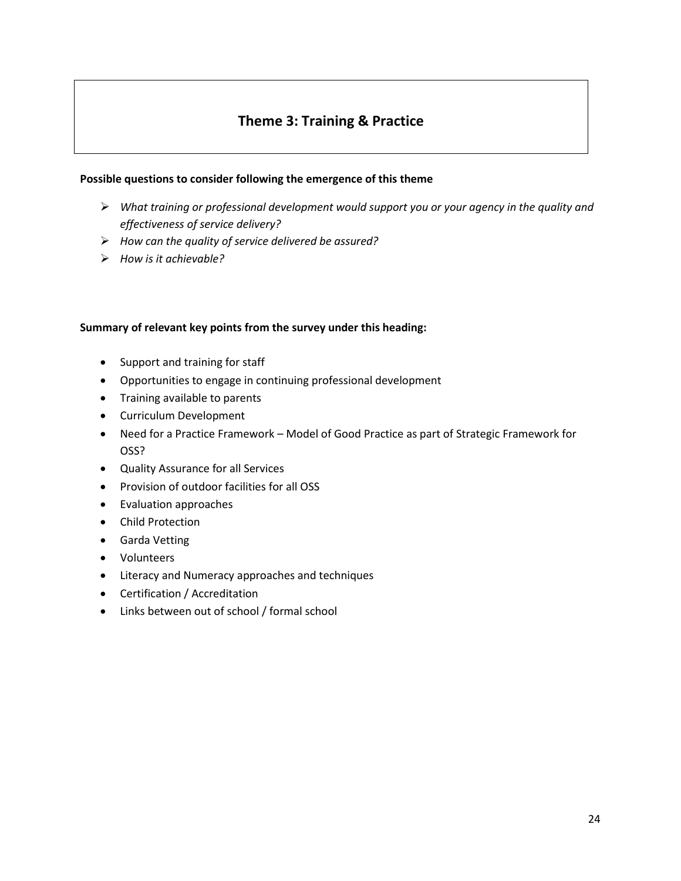# Theme 3: Training & Practice

**Possible questions to consider following the emergence of this theme**

- *What training or professional development would support you or your agency in the quality and effectiveness of service delivery?*
- *How can the quality of service delivered be assured?*
- *How is it achievable?*

**Summary of relevant key points from the survey under this heading:**

- Support and training for staff
- Opportunities to engage in continuing professional development
- Training available to parents
- Curriculum Development
- Need for a Practice Framework – Model of Good Practice as part of Strategic Framework for OSS?
- Quality Assurance for all Services
- Provision of outdoor facilities for all OSS
- Evaluation approaches
- Child Protection
- Garda Vetting
- Volunteers
- Literacy and Numeracy approaches and techniques
- Certification / Accreditation
- Links between out of school / formal school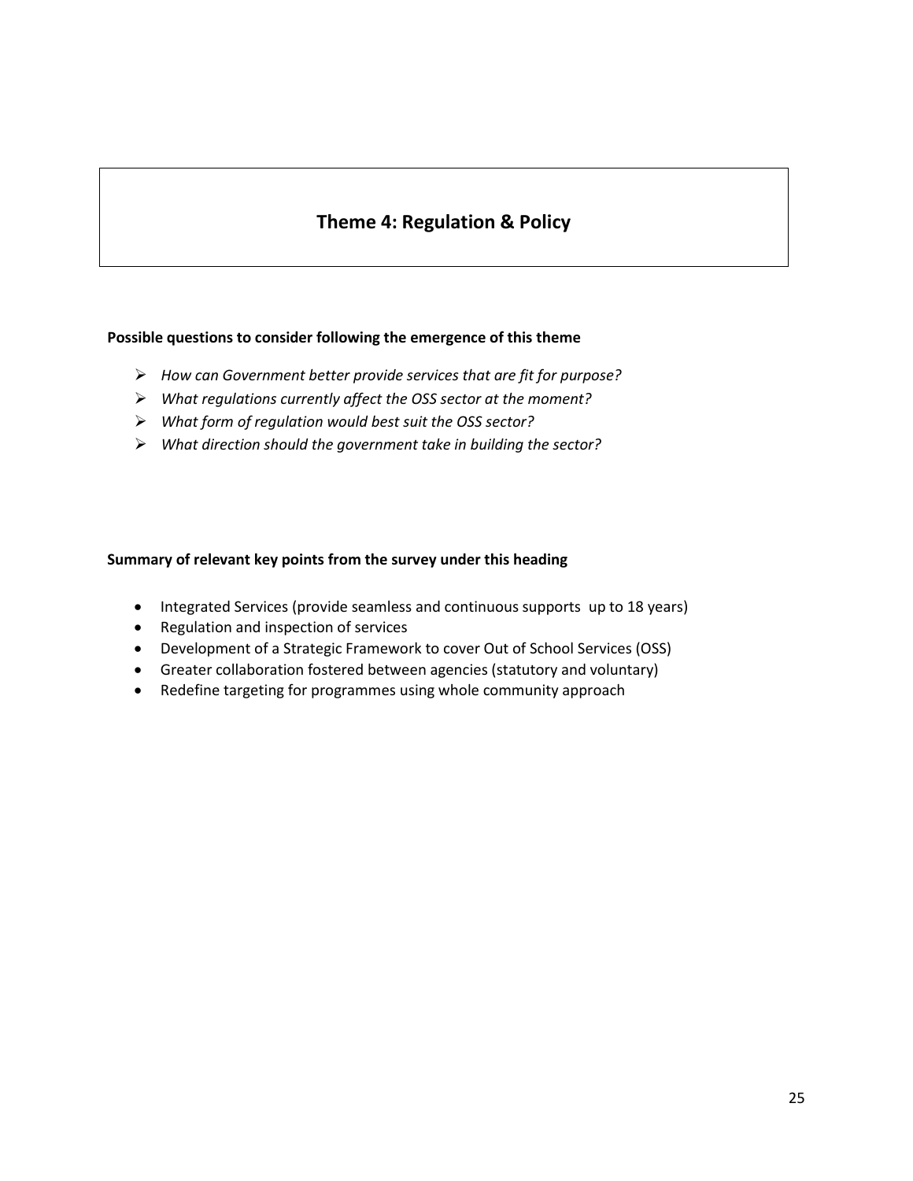## Theme 4: Regulation & Policy

**Possible questions to consider following the emergence of this theme**

- *How can Government better provide services that are fit for purpose?*
- *What regulations currently affect the OSS sector at the moment?*
- *What form of regulation would best suit the OSS sector?*
- *What direction should the government take in building the sector?*

**Summary of relevant key points from the survey under this heading**

- Integrated Services (provide seamless and continuous supports up to 18 years)
- Regulation and inspection of services
- Development of a Strategic Framework to cover Out of School Services (OSS)
- Greater collaboration fostered between agencies (statutory and voluntary)
- Redefine targeting for programmes using whole community approach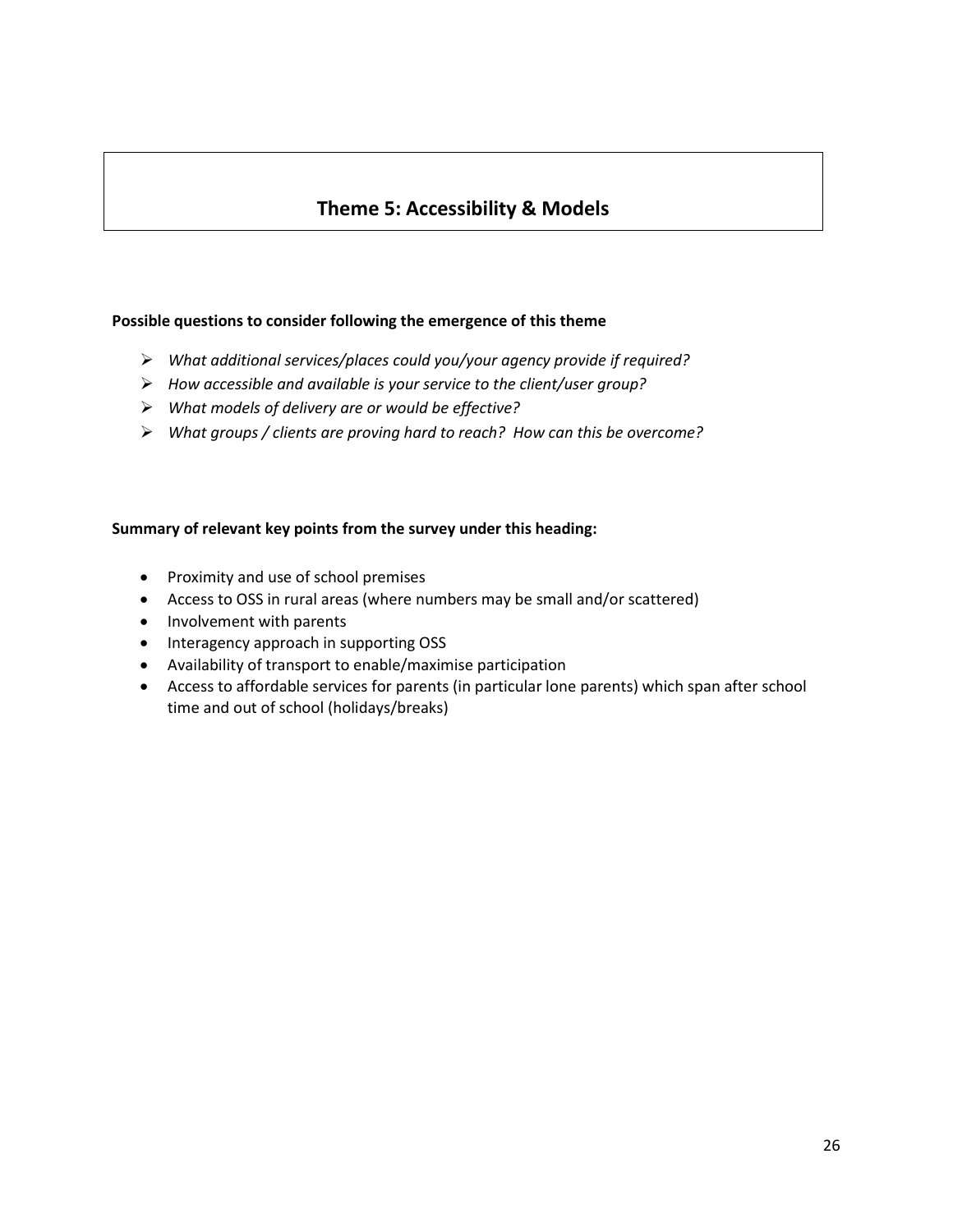# Theme 5: Accessibility & Models

**Possible questions to consider following the emergence of this theme**

- *What additional services/places could you/your agency provide if required?*
- *How accessible and available is your service to the client/user group?*
- *What models of delivery are or would be effective?*
- *What groups / clients are proving hard to reach? How can this be overcome?*

**Summary of relevant key points from the survey under this heading:**

- Proximity and use of school premises
- Access to OSS in rural areas (where numbers may be small and/or scattered)
- Involvement with parents
- Interagency approach in supporting OSS
- Availability of transport to enable/maximise participation
- Access to affordable services for parents (in particular lone parents) which span after school time and out of school (holidays/breaks)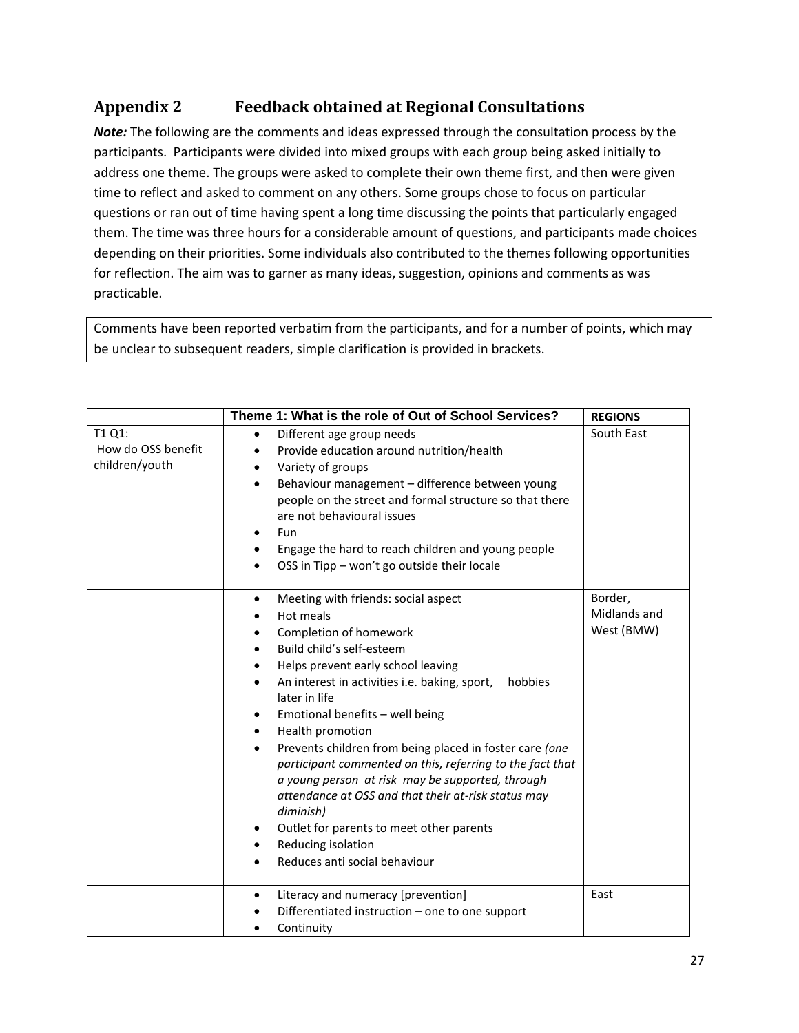## Appendix 2 Feedback obtained at Regional Consultations

***Note:*** The following are the comments and ideas expressed through the consultation process by the participants. Participants were divided into mixed groups with each group being asked initially to address one theme. The groups were asked to complete their own theme first, and then were given time to reflect and asked to comment on any others. Some groups chose to focus on particular questions or ran out of time having spent a long time discussing the points that particularly engaged them. The time was three hours for a considerable amount of questions, and participants made choices depending on their priorities. Some individuals also contributed to the themes following opportunities for reflection. The aim was to garner as many ideas, suggestion, opinions and comments as was practicable.

Comments have been reported verbatim from the participants, and for a number of points, which may be unclear to subsequent readers, simple clarification is provided in brackets.

| | **Theme 1: What is the role of Out of School Services?** | **REGIONS** |
|---|---|---|
| T1 Q1: How do OSS benefit children/youth | • Different age group needs<br>• Provide education around nutrition/health<br>• Variety of groups<br>• Behaviour management – difference between young people on the street and formal structure so that there are not behavioural issues<br>• Fun<br>• Engage the hard to reach children and young people<br>• OSS in Tipp – won't go outside their locale | South East |
| | • Meeting with friends: social aspect<br>• Hot meals<br>• Completion of homework<br>• Build child's self-esteem<br>• Helps prevent early school leaving<br>• An interest in activities i.e. baking, sport, hobbies later in life<br>• Emotional benefits – well being<br>• Health promotion<br>• Prevents children from being placed in foster care *(one participant commented on this, referring to the fact that a young person at risk may be supported, through attendance at OSS and that their at-risk status may diminish)*<br>• Outlet for parents to meet other parents<br>• Reducing isolation<br>• Reduces anti social behaviour | Border, Midlands and West (BMW) |
| | • Literacy and numeracy [prevention]<br>• Differentiated instruction – one to one support<br>• Continuity | East |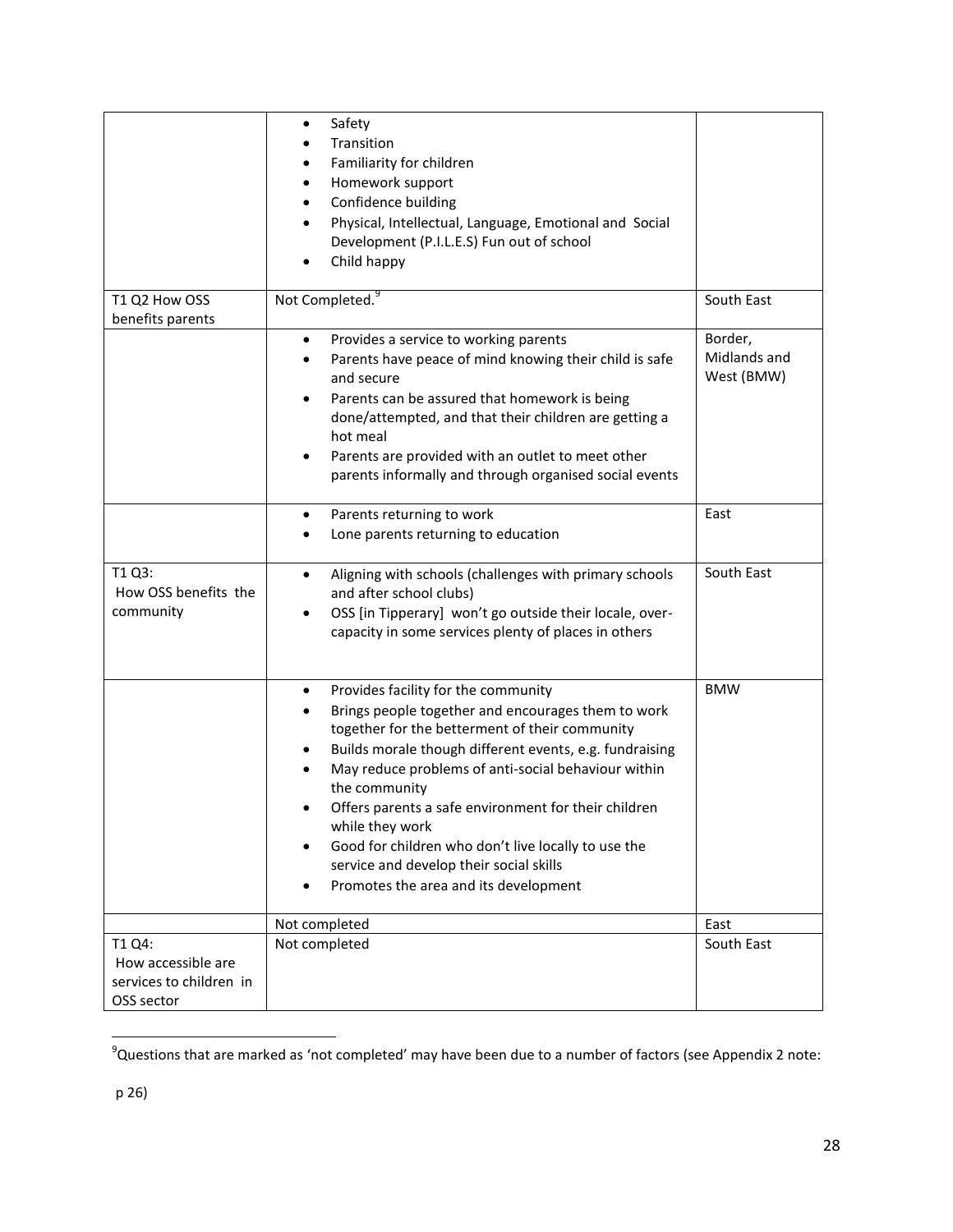| | | |
|---|---|---|
| | • Safety<br>• Transition<br>• Familiarity for children<br>• Homework support<br>• Confidence building<br>• Physical, Intellectual, Language, Emotional and Social Development (P.I.L.E.S) Fun out of school<br>• Child happy | |
| T1 Q2 How OSS benefits parents | Not Completed.[9] | South East |
| | • Provides a service to working parents<br>• Parents have peace of mind knowing their child is safe and secure<br>• Parents can be assured that homework is being done/attempted, and that their children are getting a hot meal<br>• Parents are provided with an outlet to meet other parents informally and through organised social events | Border, Midlands and West (BMW) |
| | • Parents returning to work<br>• Lone parents returning to education | East |
| T1 Q3: How OSS benefits the community | • Aligning with schools (challenges with primary schools and after school clubs)<br>• OSS [in Tipperary] won't go outside their locale, over-capacity in some services plenty of places in others | South East |
| | • Provides facility for the community<br>• Brings people together and encourages them to work together for the betterment of their community<br>• Builds morale though different events, e.g. fundraising<br>• May reduce problems of anti-social behaviour within the community<br>• Offers parents a safe environment for their children while they work<br>• Good for children who don't live locally to use the service and develop their social skills<br>• Promotes the area and its development | BMW |
| | Not completed | East |
| T1 Q4: How accessible are services to children in OSS sector | Not completed | South East |

[9]Questions that are marked as 'not completed' may have been due to a number of factors (see Appendix 2 note: p 26)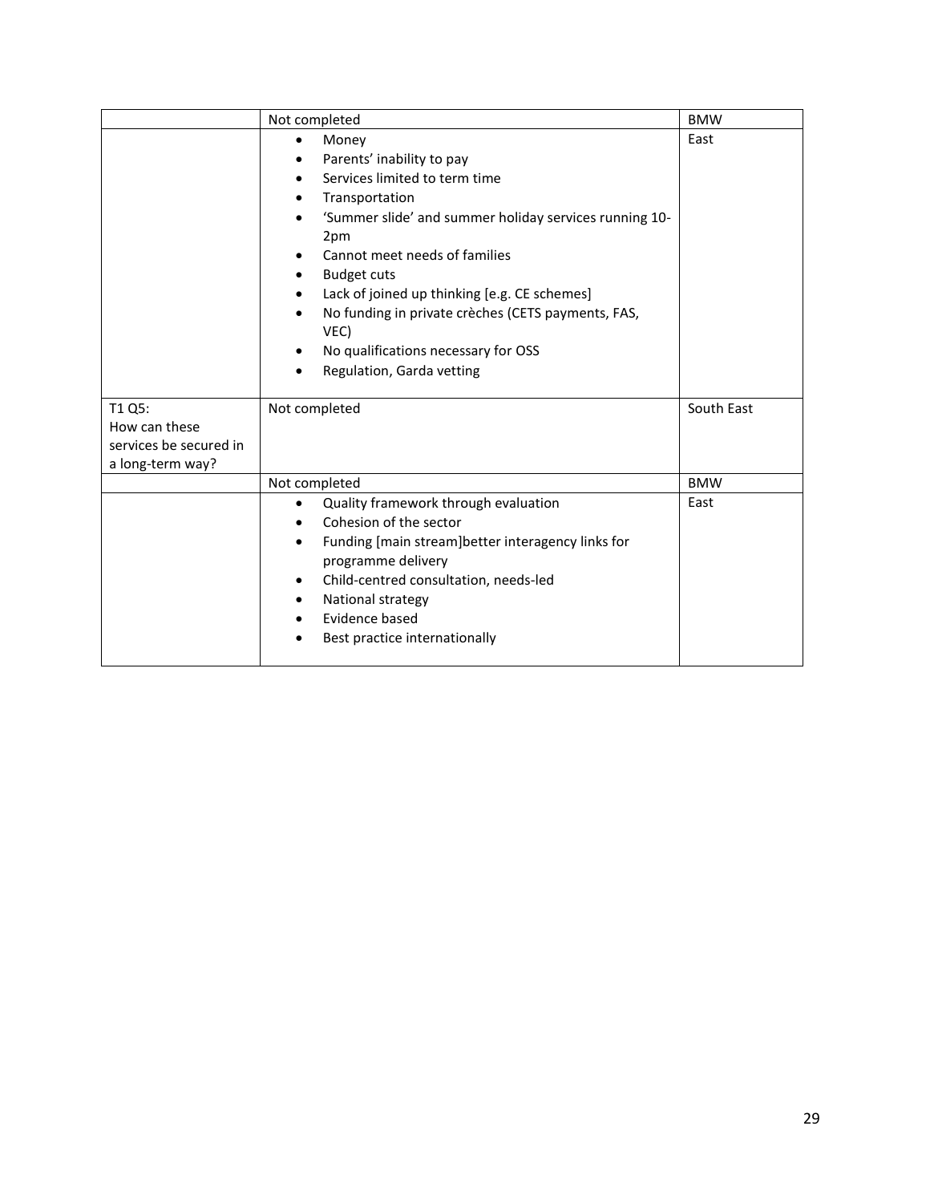| | | |
|---|---|---|
| | Not completed | BMW |
| | • Money<br>• Parents' inability to pay<br>• Services limited to term time<br>• Transportation<br>• 'Summer slide' and summer holiday services running 10-2pm<br>• Cannot meet needs of families<br>• Budget cuts<br>• Lack of joined up thinking [e.g. CE schemes]<br>• No funding in private crèches (CETS payments, FAS, VEC)<br>• No qualifications necessary for OSS<br>• Regulation, Garda vetting | East |
| T1 Q5: How can these services be secured in a long-term way? | Not completed | South East |
| | Not completed | BMW |
| | • Quality framework through evaluation<br>• Cohesion of the sector<br>• Funding [main stream]better interagency links for programme delivery<br>• Child-centred consultation, needs-led<br>• National strategy<br>• Evidence based<br>• Best practice internationally | East |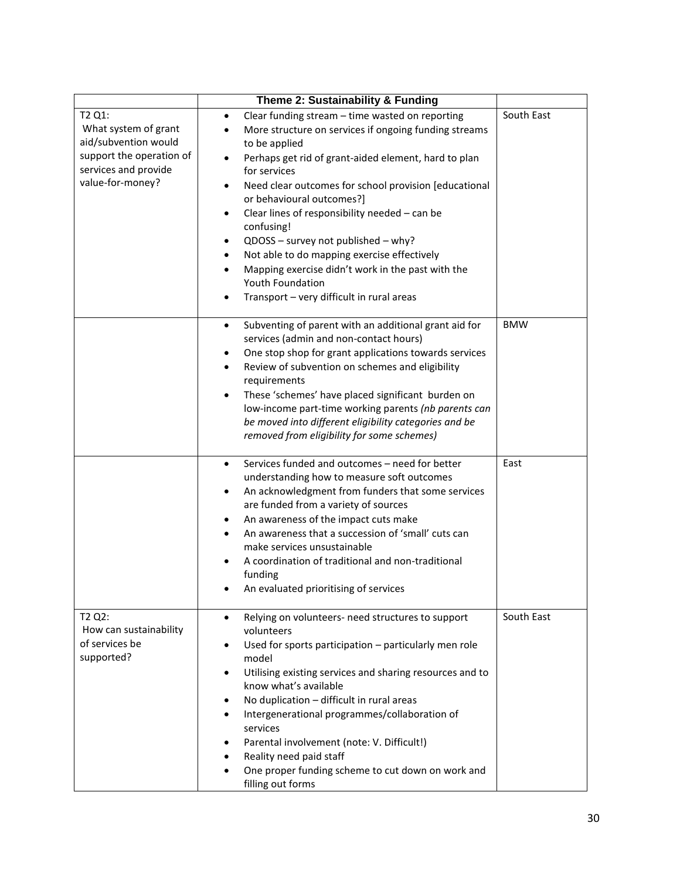| | Theme 2: Sustainability & Funding | |
|---|---|---|
| T2 Q1: What system of grant aid/subvention would support the operation of services and provide value-for-money? | • Clear funding stream – time wasted on reporting<br>• More structure on services if ongoing funding streams to be applied<br>• Perhaps get rid of grant-aided element, hard to plan for services<br>• Need clear outcomes for school provision [educational or behavioural outcomes?]<br>• Clear lines of responsibility needed – can be confusing!<br>• QDOSS – survey not published – why?<br>• Not able to do mapping exercise effectively<br>• Mapping exercise didn't work in the past with the Youth Foundation<br>• Transport – very difficult in rural areas | South East |
| | • Subventing of parent with an additional grant aid for services (admin and non-contact hours)<br>• One stop shop for grant applications towards services<br>• Review of subvention on schemes and eligibility requirements<br>• These 'schemes' have placed significant burden on low-income part-time working parents *(nb parents can be moved into different eligibility categories and be removed from eligibility for some schemes)* | BMW |
| | • Services funded and outcomes – need for better understanding how to measure soft outcomes<br>• An acknowledgment from funders that some services are funded from a variety of sources<br>• An awareness of the impact cuts make<br>• An awareness that a succession of 'small' cuts can make services unsustainable<br>• A coordination of traditional and non-traditional funding<br>• An evaluated prioritising of services | East |
| T2 Q2: How can sustainability of services be supported? | • Relying on volunteers- need structures to support volunteers<br>• Used for sports participation – particularly men role model<br>• Utilising existing services and sharing resources and to know what's available<br>• No duplication – difficult in rural areas<br>• Intergenerational programmes/collaboration of services<br>• Parental involvement (note: V. Difficult!)<br>• Reality need paid staff<br>• One proper funding scheme to cut down on work and filling out forms | South East |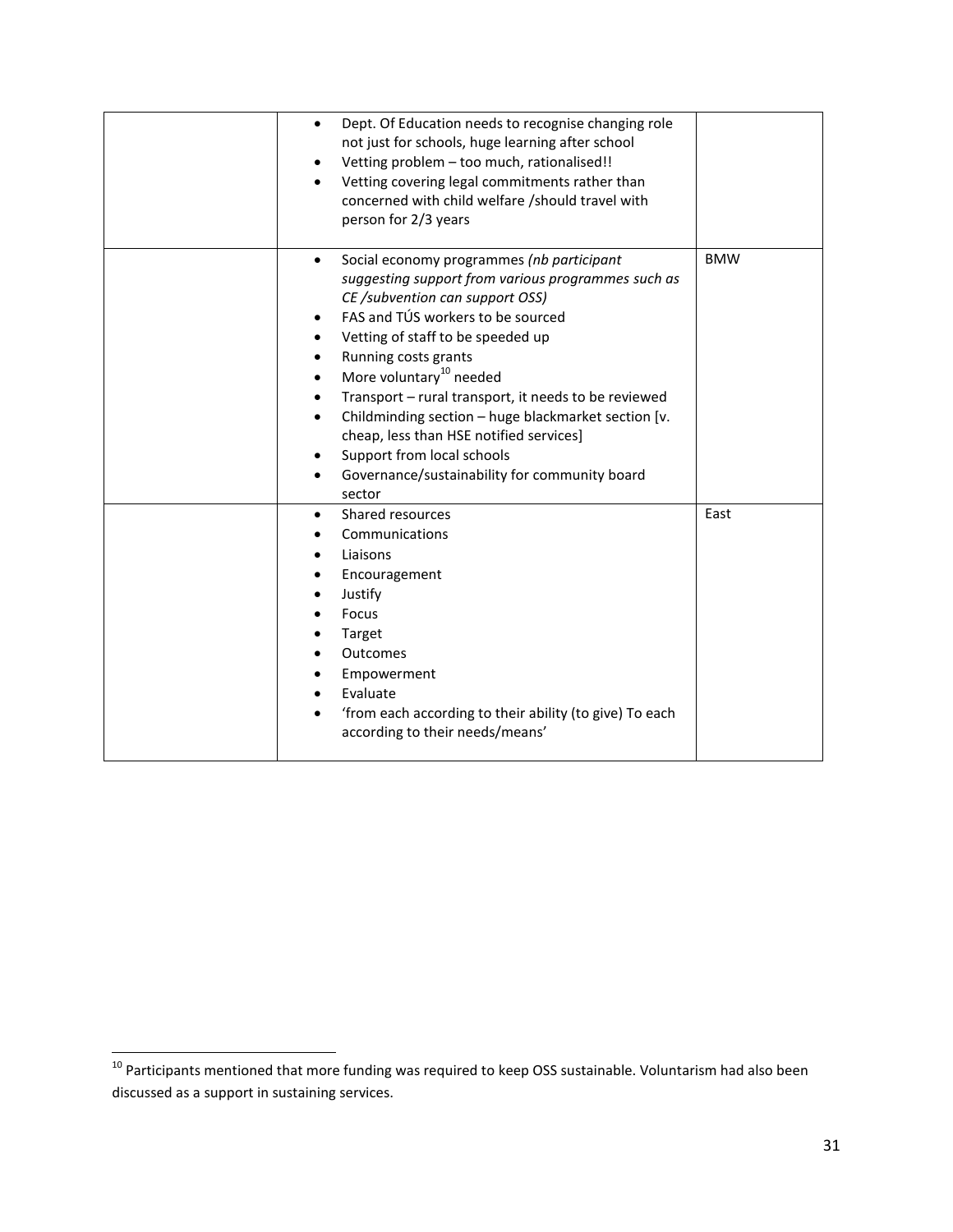| | | |
|---|---|---|
| | • Dept. Of Education needs to recognise changing role not just for schools, huge learning after school<br>• Vetting problem – too much, rationalised!!<br>• Vetting covering legal commitments rather than concerned with child welfare /should travel with person for 2/3 years | |
| | • Social economy programmes *(nb participant suggesting support from various programmes such as CE /subvention can support OSS)*<br>• FAS and TÚS workers to be sourced<br>• Vetting of staff to be speeded up<br>• Running costs grants<br>• More voluntary[10] needed<br>• Transport – rural transport, it needs to be reviewed<br>• Childminding section – huge blackmarket section [v. cheap, less than HSE notified services]<br>• Support from local schools<br>• Governance/sustainability for community board sector | BMW |
| | • Shared resources<br>• Communications<br>• Liaisons<br>• Encouragement<br>• Justify<br>• Focus<br>• Target<br>• Outcomes<br>• Empowerment<br>• Evaluate<br>• 'from each according to their ability (to give) To each according to their needs/means' | East |

[10] Participants mentioned that more funding was required to keep OSS sustainable. Voluntarism had also been discussed as a support in sustaining services.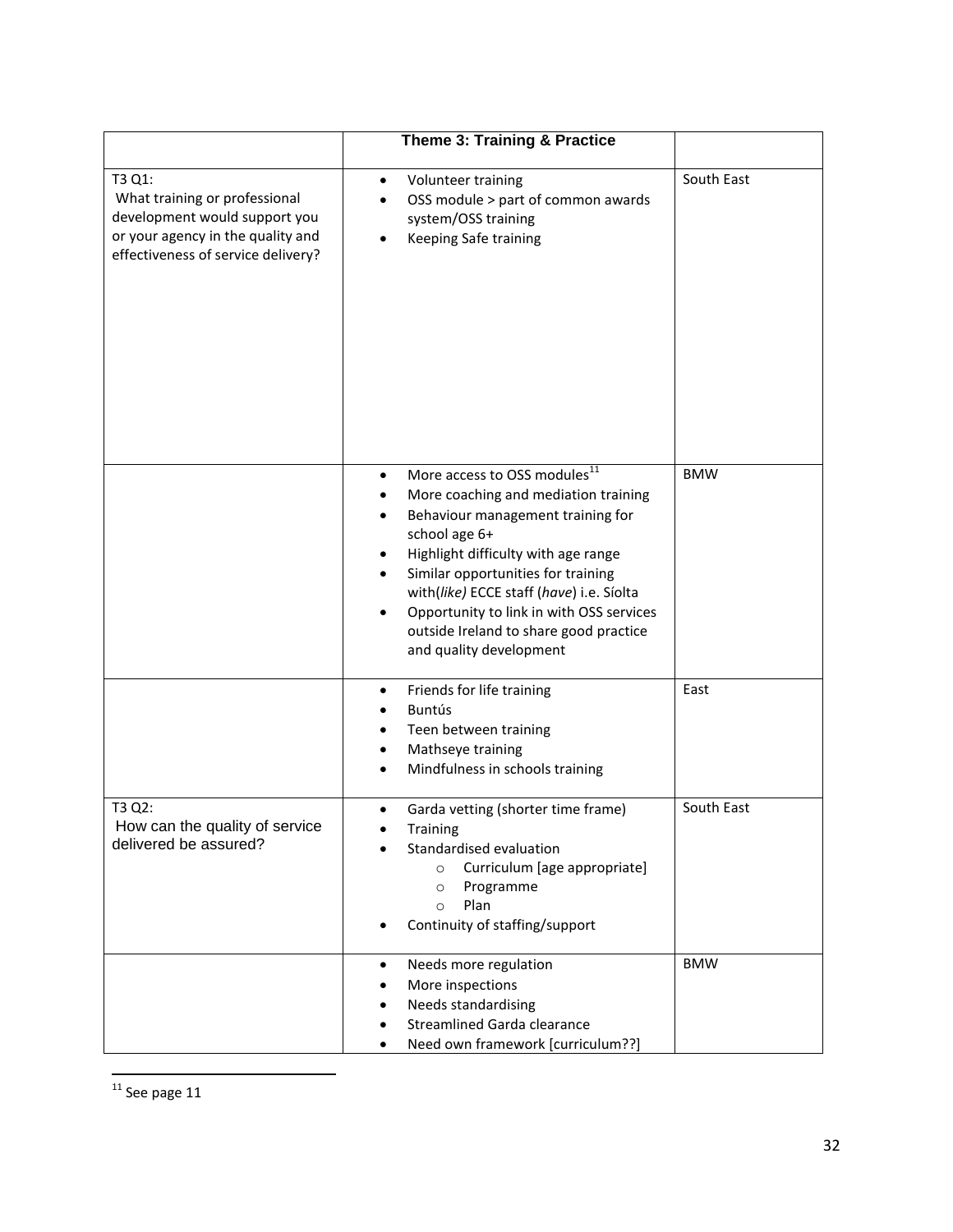| | Theme 3: Training & Practice | |
|---|---|---|
| T3 Q1: What training or professional development would support you or your agency in the quality and effectiveness of service delivery? | • Volunteer training<br>• OSS module > part of common awards system/OSS training<br>• Keeping Safe training | South East |
| | • More access to OSS modules[11]<br>• More coaching and mediation training<br>• Behaviour management training for school age 6+<br>• Highlight difficulty with age range<br>• Similar opportunities for training with(*like)* ECCE staff (*have*) i.e. Síolta<br>• Opportunity to link in with OSS services outside Ireland to share good practice and quality development | BMW |
| | • Friends for life training<br>• Buntús<br>• Teen between training<br>• Mathseye training<br>• Mindfulness in schools training | East |
| T3 Q2: How can the quality of service delivered be assured? | • Garda vetting (shorter time frame)<br>• Training<br>• Standardised evaluation<br>  ○ Curriculum [age appropriate]<br>  ○ Programme<br>  ○ Plan<br>• Continuity of staffing/support | South East |
| | • Needs more regulation<br>• More inspections<br>• Needs standardising<br>• Streamlined Garda clearance<br>• Need own framework [curriculum??] | BMW |

[11] See page 11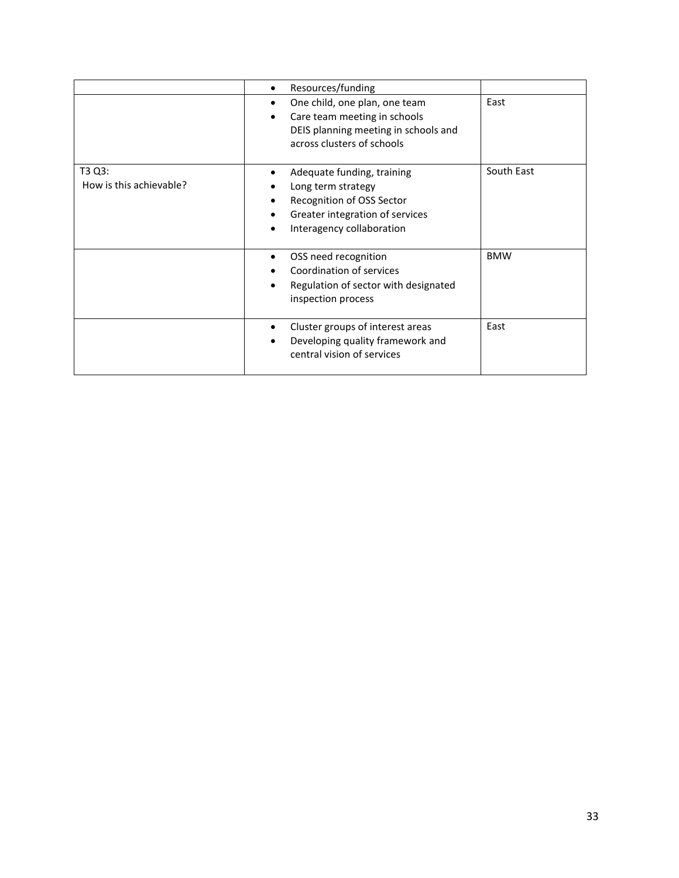| | | |
|---|---|---|
| | • Resources/funding | |
| | • One child, one plan, one team<br>• Care team meeting in schools<br>DEIS planning meeting in schools and across clusters of schools | East |
| T3 Q3:<br>How is this achievable? | • Adequate funding, training<br>• Long term strategy<br>• Recognition of OSS Sector<br>• Greater integration of services<br>• Interagency collaboration | South East |
| | • OSS need recognition<br>• Coordination of services<br>• Regulation of sector with designated inspection process | BMW |
| | • Cluster groups of interest areas<br>• Developing quality framework and central vision of services | East |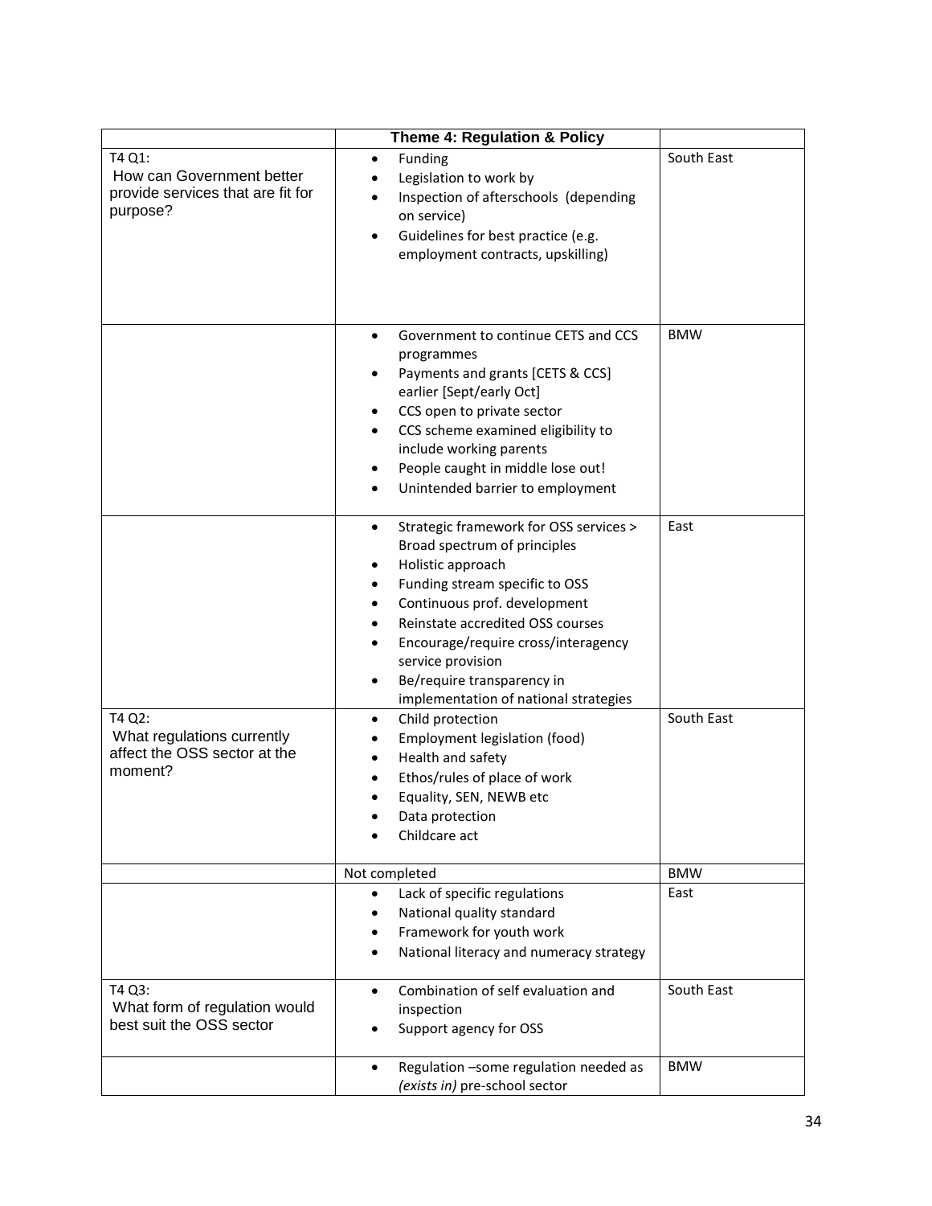| | Theme 4: Regulation & Policy | |
|---|---|---|
| T4 Q1: How can Government better provide services that are fit for purpose? | • Funding<br>• Legislation to work by<br>• Inspection of afterschools (depending on service)<br>• Guidelines for best practice (e.g. employment contracts, upskilling) | South East |
| | • Government to continue CETS and CCS programmes<br>• Payments and grants [CETS & CCS] earlier [Sept/early Oct]<br>• CCS open to private sector<br>• CCS scheme examined eligibility to include working parents<br>• People caught in middle lose out!<br>• Unintended barrier to employment | BMW |
| | • Strategic framework for OSS services > Broad spectrum of principles<br>• Holistic approach<br>• Funding stream specific to OSS<br>• Continuous prof. development<br>• Reinstate accredited OSS courses<br>• Encourage/require cross/interagency service provision<br>• Be/require transparency in implementation of national strategies | East |
| T4 Q2: What regulations currently affect the OSS sector at the moment? | • Child protection<br>• Employment legislation (food)<br>• Health and safety<br>• Ethos/rules of place of work<br>• Equality, SEN, NEWB etc<br>• Data protection<br>• Childcare act | South East |
| | Not completed | BMW |
| | • Lack of specific regulations<br>• National quality standard<br>• Framework for youth work<br>• National literacy and numeracy strategy | East |
| T4 Q3: What form of regulation would best suit the OSS sector | • Combination of self evaluation and inspection<br>• Support agency for OSS | South East |
| | • Regulation –some regulation needed as *(exists in)* pre-school sector | BMW |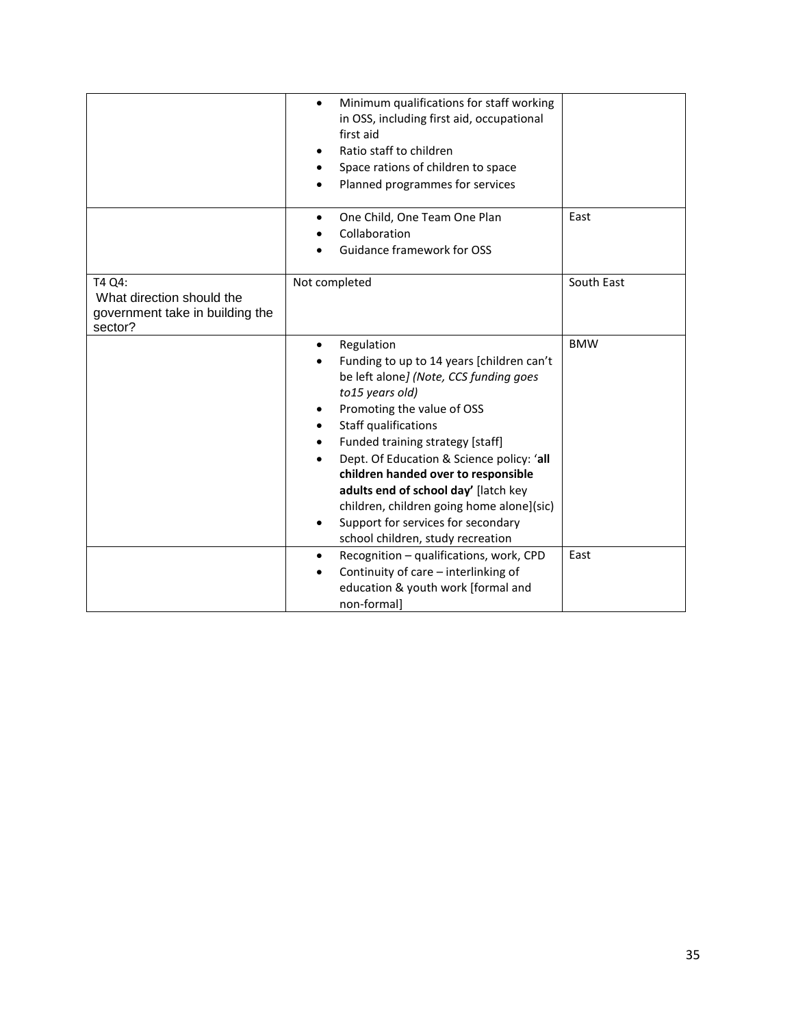| | | |
|---|---|---|
| | • Minimum qualifications for staff working in OSS, including first aid, occupational first aid<br>• Ratio staff to children<br>• Space rations of children to space<br>• Planned programmes for services | |
| | • One Child, One Team One Plan<br>• Collaboration<br>• Guidance framework for OSS | East |
| T4 Q4:<br>What direction should the government take in building the sector? | Not completed | South East |
| | • Regulation<br>• Funding to up to 14 years [children can't be left alone*] (Note, CCS funding goes to15 years old)*<br>• Promoting the value of OSS<br>• Staff qualifications<br>• Funded training strategy [staff]<br>• Dept. Of Education & Science policy: '**all children handed over to responsible adults end of school day'** [latch key children, children going home alone](sic)<br>• Support for services for secondary school children, study recreation | BMW |
| | • Recognition – qualifications, work, CPD<br>• Continuity of care – interlinking of education & youth work [formal and non-formal] | East |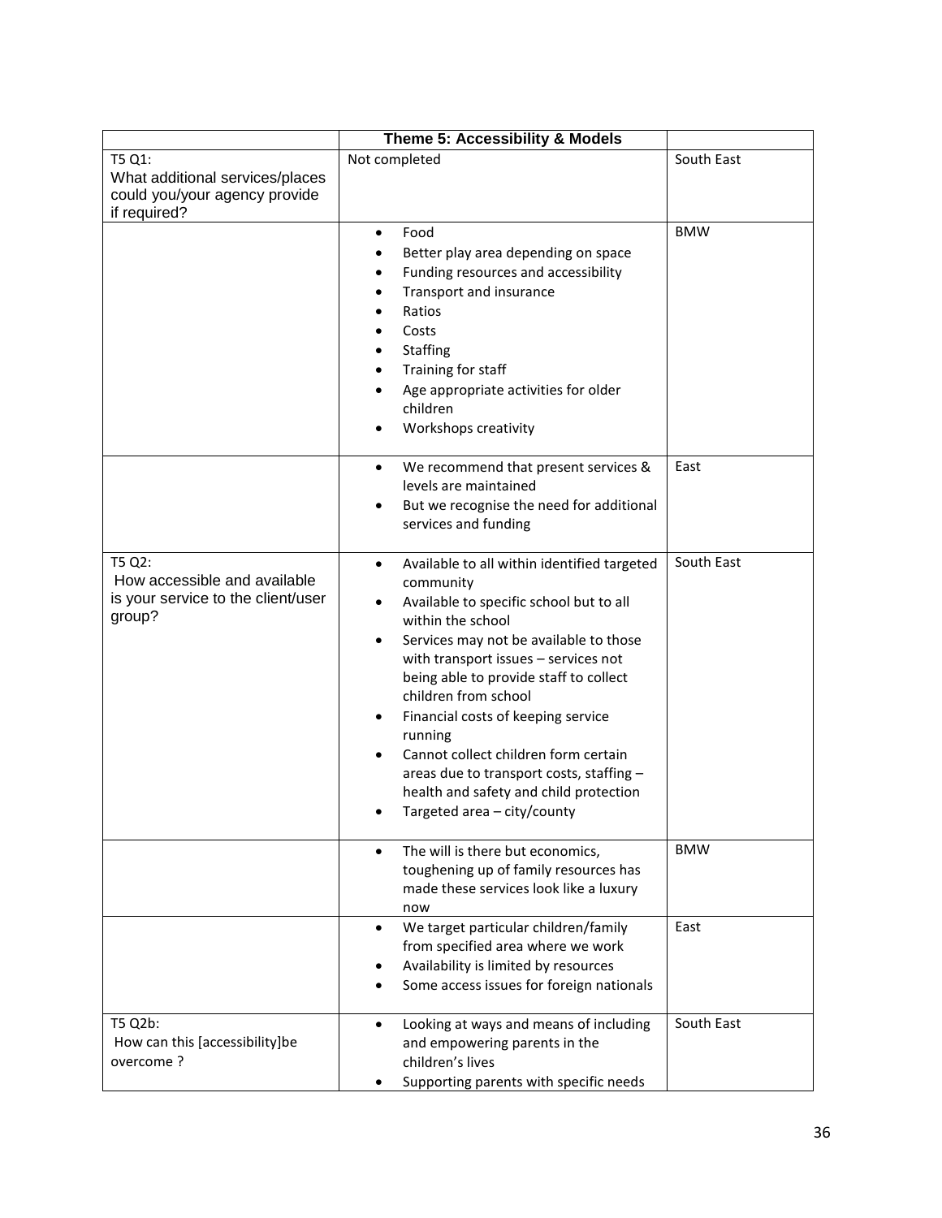| | Theme 5: Accessibility & Models | |
|---|---|---|
| T5 Q1: What additional services/places could you/your agency provide if required? | Not completed | South East |
| | • Food<br>• Better play area depending on space<br>• Funding resources and accessibility<br>• Transport and insurance<br>• Ratios<br>• Costs<br>• Staffing<br>• Training for staff<br>• Age appropriate activities for older children<br>• Workshops creativity | BMW |
| | • We recommend that present services & levels are maintained<br>• But we recognise the need for additional services and funding | East |
| T5 Q2: How accessible and available is your service to the client/user group? | • Available to all within identified targeted community<br>• Available to specific school but to all within the school<br>• Services may not be available to those with transport issues – services not being able to provide staff to collect children from school<br>• Financial costs of keeping service running<br>• Cannot collect children form certain areas due to transport costs, staffing – health and safety and child protection<br>• Targeted area – city/county | South East |
| | • The will is there but economics, toughening up of family resources has made these services look like a luxury now | BMW |
| | • We target particular children/family from specified area where we work<br>• Availability is limited by resources<br>• Some access issues for foreign nationals | East |
| T5 Q2b: How can this [accessibility]be overcome ? | • Looking at ways and means of including and empowering parents in the children's lives<br>• Supporting parents with specific needs | South East |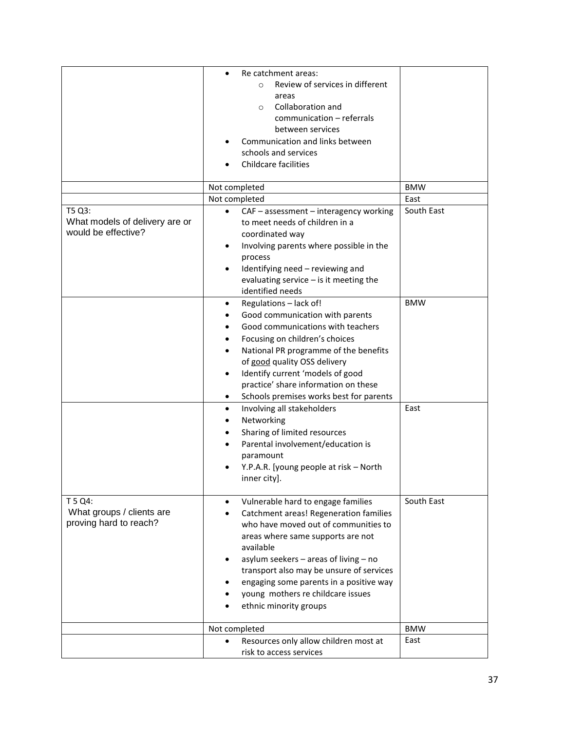| | | |
|---|---|---|
| | • Re catchment areas:<br>  ○ Review of services in different areas<br>  ○ Collaboration and communication – referrals between services<br>• Communication and links between schools and services<br>• Childcare facilities | |
| | Not completed | BMW |
| | Not completed | East |
| T5 Q3:<br>What models of delivery are or would be effective? | • CAF – assessment – interagency working to meet needs of children in a coordinated way<br>• Involving parents where possible in the process<br>• Identifying need – reviewing and evaluating service – is it meeting the identified needs | South East |
| | • Regulations – lack of!<br>• Good communication with parents<br>• Good communications with teachers<br>• Focusing on children's choices<br>• National PR programme of the benefits of <u>good</u> quality OSS delivery<br>• Identify current 'models of good practice' share information on these<br>• Schools premises works best for parents | BMW |
| | • Involving all stakeholders<br>• Networking<br>• Sharing of limited resources<br>• Parental involvement/education is paramount<br>• Y.P.A.R. [young people at risk – North inner city]. | East |
| T 5 Q4:<br>What groups / clients are proving hard to reach? | • Vulnerable hard to engage families<br>• Catchment areas! Regeneration families who have moved out of communities to areas where same supports are not available<br>• asylum seekers – areas of living – no transport also may be unsure of services<br>• engaging some parents in a positive way<br>• young mothers re childcare issues<br>• ethnic minority groups | South East |
| | Not completed | BMW |
| | • Resources only allow children most at risk to access services | East |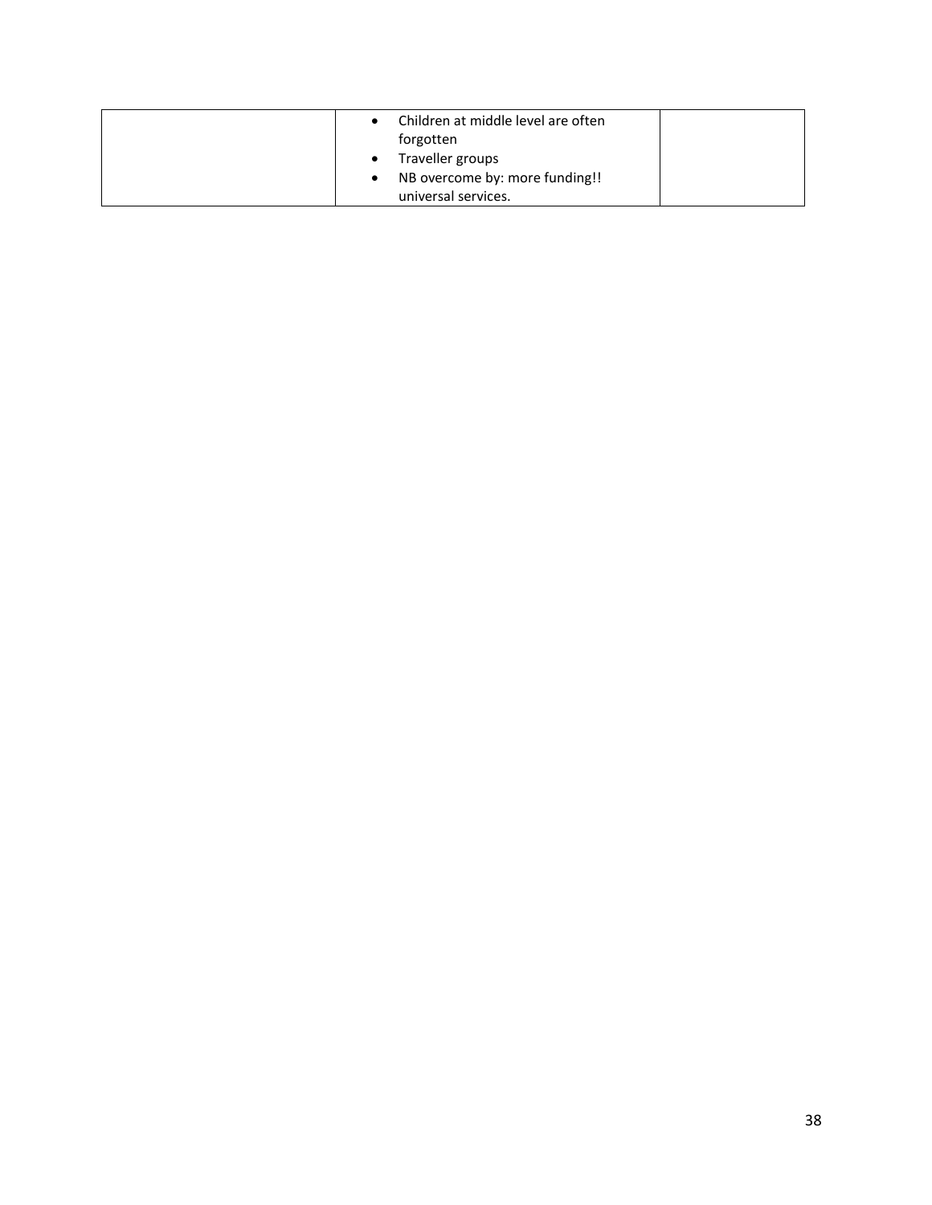| | | |
|---|---|---|
| | • Children at middle level are often forgotten<br>• Traveller groups<br>• NB overcome by: more funding!! universal services. | |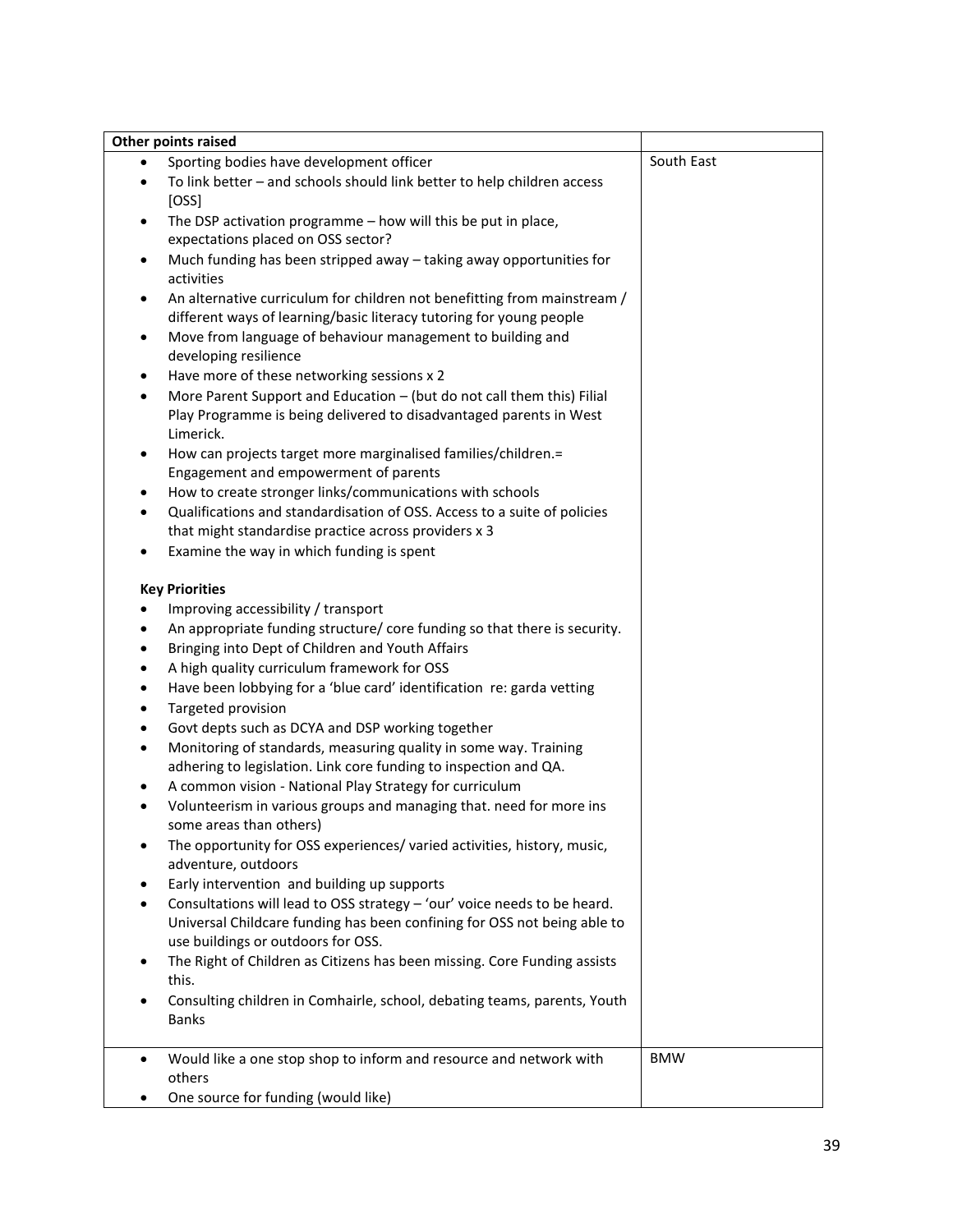| **Other points raised** | |
|---|---|
| • Sporting bodies have development officer<br>• To link better – and schools should link better to help children access [OSS]<br>• The DSP activation programme – how will this be put in place, expectations placed on OSS sector?<br>• Much funding has been stripped away – taking away opportunities for activities<br>• An alternative curriculum for children not benefitting from mainstream / different ways of learning/basic literacy tutoring for young people<br>• Move from language of behaviour management to building and developing resilience<br>• Have more of these networking sessions x 2<br>• More Parent Support and Education – (but do not call them this) Filial Play Programme is being delivered to disadvantaged parents in West Limerick.<br>• How can projects target more marginalised families/children.= Engagement and empowerment of parents<br>• How to create stronger links/communications with schools<br>• Qualifications and standardisation of OSS. Access to a suite of policies that might standardise practice across providers x 3<br>• Examine the way in which funding is spent<br><br>**Key Priorities**<br>• Improving accessibility / transport<br>• An appropriate funding structure/ core funding so that there is security.<br>• Bringing into Dept of Children and Youth Affairs<br>• A high quality curriculum framework for OSS<br>• Have been lobbying for a 'blue card' identification re: garda vetting<br>• Targeted provision<br>• Govt depts such as DCYA and DSP working together<br>• Monitoring of standards, measuring quality in some way. Training adhering to legislation. Link core funding to inspection and QA.<br>• A common vision - National Play Strategy for curriculum<br>• Volunteerism in various groups and managing that. need for more ins some areas than others)<br>• The opportunity for OSS experiences/ varied activities, history, music, adventure, outdoors<br>• Early intervention and building up supports<br>• Consultations will lead to OSS strategy – 'our' voice needs to be heard. Universal Childcare funding has been confining for OSS not being able to use buildings or outdoors for OSS.<br>• The Right of Children as Citizens has been missing. Core Funding assists this.<br>• Consulting children in Comhairle, school, debating teams, parents, Youth Banks | South East |
| • Would like a one stop shop to inform and resource and network with others<br>• One source for funding (would like) | BMW |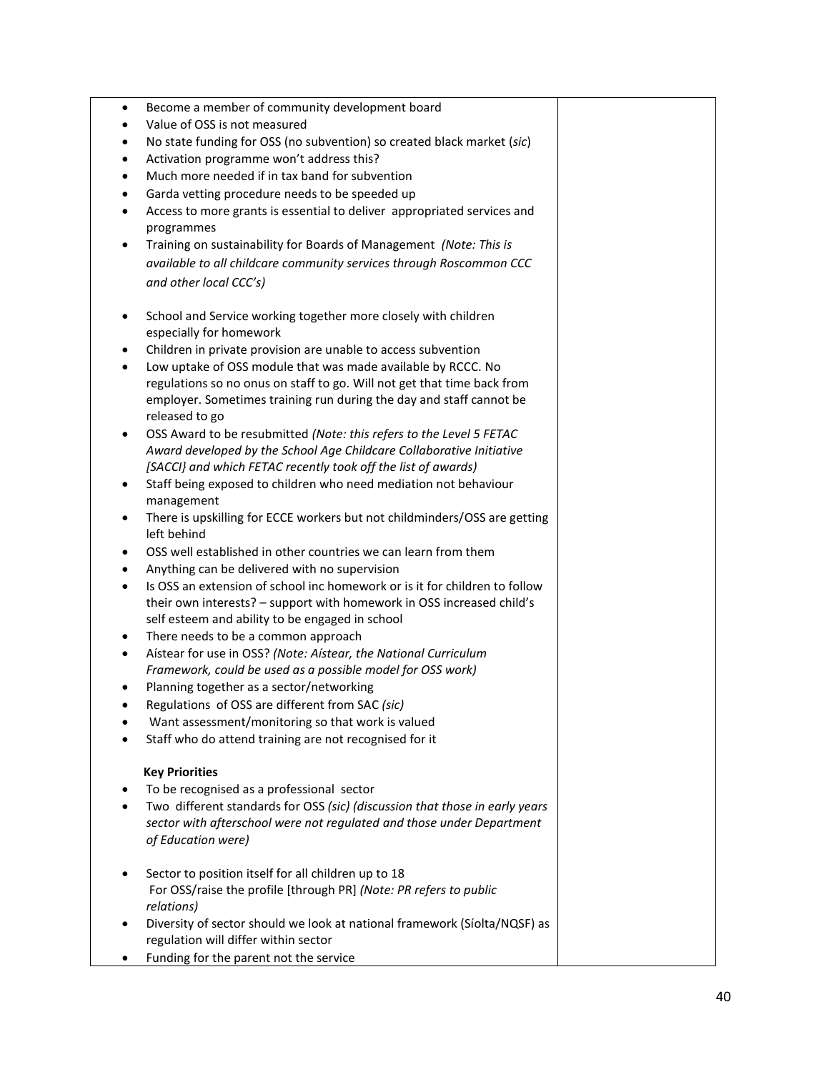| | |
|---|---|
| • Become a member of community development board<br>• Value of OSS is not measured<br>• No state funding for OSS (no subvention) so created black market (*sic*)<br>• Activation programme won't address this?<br>• Much more needed if in tax band for subvention<br>• Garda vetting procedure needs to be speeded up<br>• Access to more grants is essential to deliver appropriated services and programmes<br>• Training on sustainability for Boards of Management *(Note: This is available to all childcare community services through Roscommon CCC and other local CCC's)*<br><br>• School and Service working together more closely with children especially for homework<br>• Children in private provision are unable to access subvention<br>• Low uptake of OSS module that was made available by RCCC. No regulations so no onus on staff to go. Will not get that time back from employer. Sometimes training run during the day and staff cannot be released to go<br>• OSS Award to be resubmitted *(Note: this refers to the Level 5 FETAC Award developed by the School Age Childcare Collaborative Initiative [SACCI} and which FETAC recently took off the list of awards)*<br>• Staff being exposed to children who need mediation not behaviour management<br>• There is upskilling for ECCE workers but not childminders/OSS are getting left behind<br>• OSS well established in other countries we can learn from them<br>• Anything can be delivered with no supervision<br>• Is OSS an extension of school inc homework or is it for children to follow their own interests? – support with homework in OSS increased child's self esteem and ability to be engaged in school<br>• There needs to be a common approach<br>• Aístear for use in OSS? *(Note: Aístear, the National Curriculum Framework, could be used as a possible model for OSS work)*<br>• Planning together as a sector/networking<br>• Regulations of OSS are different from SAC *(sic)*<br>• Want assessment/monitoring so that work is valued<br>• Staff who do attend training are not recognised for it<br><br>**Key Priorities**<br>• To be recognised as a professional sector<br>• Two different standards for OSS *(sic) (discussion that those in early years sector with afterschool were not regulated and those under Department of Education were)*<br><br>• Sector to position itself for all children up to 18<br>For OSS/raise the profile [through PR] *(Note: PR refers to public relations)*<br>• Diversity of sector should we look at national framework (Síolta/NQSF) as regulation will differ within sector<br>• Funding for the parent not the service | |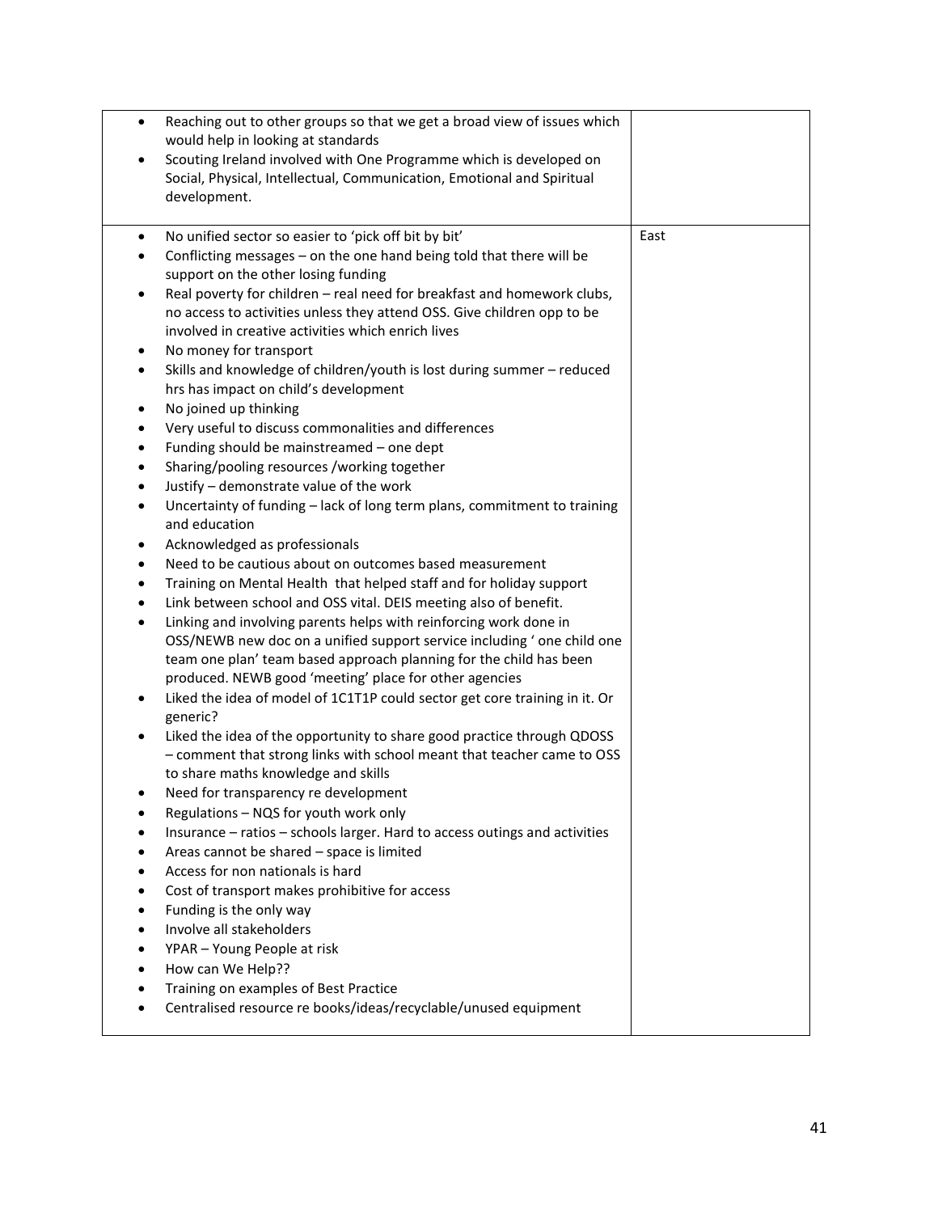| | |
|---|---|
| • Reaching out to other groups so that we get a broad view of issues which would help in looking at standards<br>• Scouting Ireland involved with One Programme which is developed on Social, Physical, Intellectual, Communication, Emotional and Spiritual development. | |
| • No unified sector so easier to 'pick off bit by bit'<br>• Conflicting messages – on the one hand being told that there will be support on the other losing funding<br>• Real poverty for children – real need for breakfast and homework clubs, no access to activities unless they attend OSS. Give children opp to be involved in creative activities which enrich lives<br>• No money for transport<br>• Skills and knowledge of children/youth is lost during summer – reduced hrs has impact on child's development<br>• No joined up thinking<br>• Very useful to discuss commonalities and differences<br>• Funding should be mainstreamed – one dept<br>• Sharing/pooling resources /working together<br>• Justify – demonstrate value of the work<br>• Uncertainty of funding – lack of long term plans, commitment to training and education<br>• Acknowledged as professionals<br>• Need to be cautious about on outcomes based measurement<br>• Training on Mental Health that helped staff and for holiday support<br>• Link between school and OSS vital. DEIS meeting also of benefit.<br>• Linking and involving parents helps with reinforcing work done in OSS/NEWB new doc on a unified support service including ' one child one team one plan' team based approach planning for the child has been produced. NEWB good 'meeting' place for other agencies<br>• Liked the idea of model of 1C1T1P could sector get core training in it. Or generic?<br>• Liked the idea of the opportunity to share good practice through QDOSS – comment that strong links with school meant that teacher came to OSS to share maths knowledge and skills<br>• Need for transparency re development<br>• Regulations – NQS for youth work only<br>• Insurance – ratios – schools larger. Hard to access outings and activities<br>• Areas cannot be shared – space is limited<br>• Access for non nationals is hard<br>• Cost of transport makes prohibitive for access<br>• Funding is the only way<br>• Involve all stakeholders<br>• YPAR – Young People at risk<br>• How can We Help??<br>• Training on examples of Best Practice<br>• Centralised resource re books/ideas/recyclable/unused equipment | East |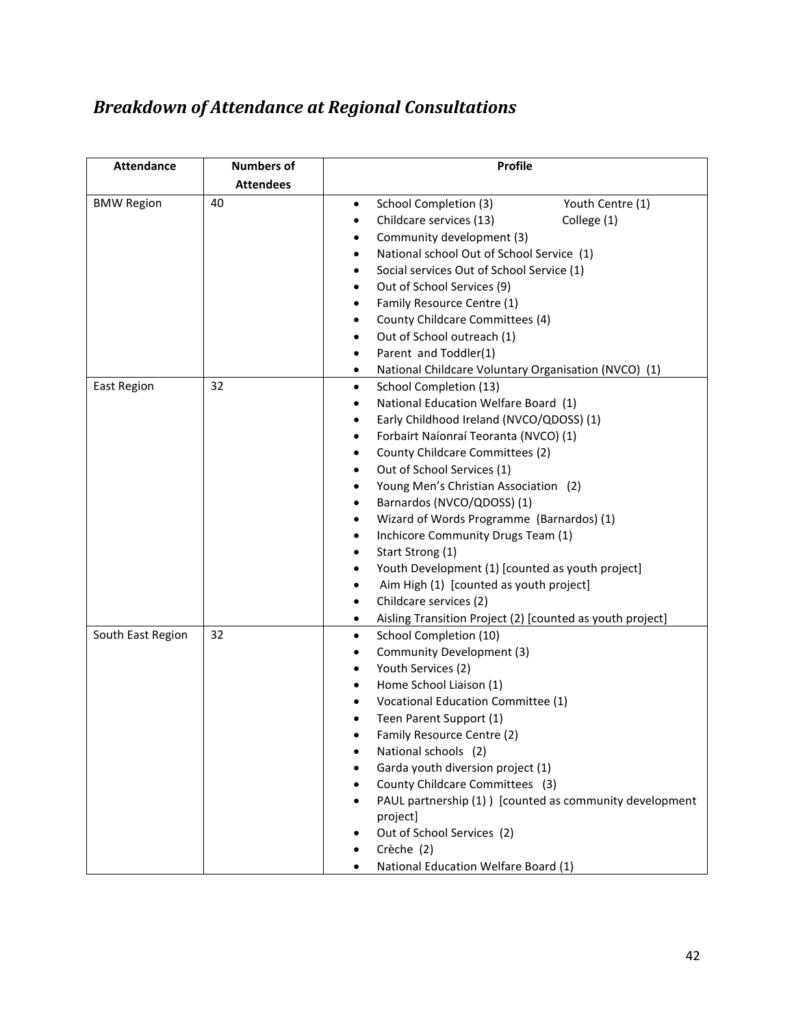## *Breakdown of Attendance at Regional Consultations*

| Attendance | Numbers of Attendees | Profile |
|---|---|---|
| BMW Region | 40 | • School Completion (3) • Youth Centre (1) • Childcare services (13) • College (1) • Community development (3) • National school Out of School Service (1) • Social services Out of School Service (1) • Out of School Services (9) • Family Resource Centre (1) • County Childcare Committees (4) • Out of School outreach (1) • Parent and Toddler(1) • National Childcare Voluntary Organisation (NVCO) (1) |
| East Region | 32 | • School Completion (13) • National Education Welfare Board (1) • Early Childhood Ireland (NVCO/QDOSS) (1) • Forbairt Naíonraí Teoranta (NVCO) (1) • County Childcare Committees (2) • Out of School Services (1) • Young Men's Christian Association (2) • Barnardos (NVCO/QDOSS) (1) • Wizard of Words Programme (Barnardos) (1) • Inchicore Community Drugs Team (1) • Start Strong (1) • Youth Development (1) [counted as youth project] • Aim High (1) [counted as youth project] • Childcare services (2) • Aisling Transition Project (2) [counted as youth project] |
| South East Region | 32 | • School Completion (10) • Community Development (3) • Youth Services (2) • Home School Liaison (1) • Vocational Education Committee (1) • Teen Parent Support (1) • Family Resource Centre (2) • National schools (2) • Garda youth diversion project (1) • County Childcare Committees (3) • PAUL partnership (1) ) [counted as community development project] • Out of School Services (2) • Crèche (2) • National Education Welfare Board (1) |